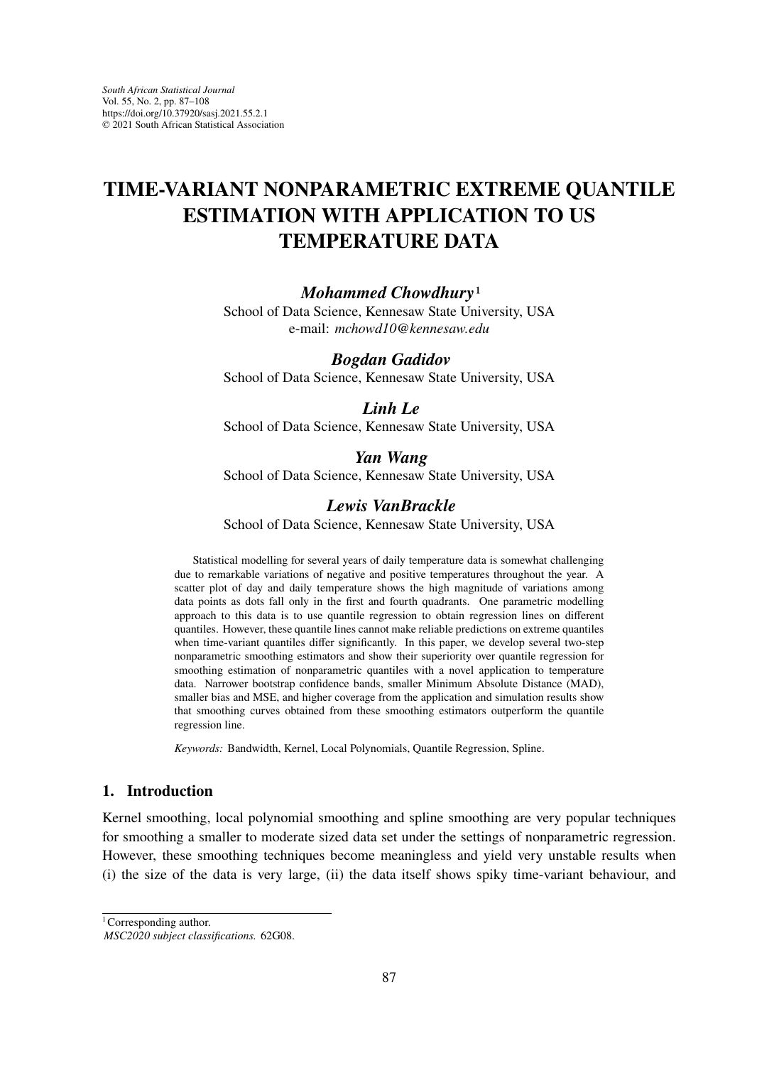South African Statistical Journal
Vol. 55, No. 2, pp. 87–108
https://doi.org/10.37920/sasj.2021.55.2.1
© 2021 South African Statistical Association

# TIME-VARIANT NONPARAMETRIC EXTREME QUANTILE ESTIMATION WITH APPLICATION TO US TEMPERATURE DATA

***Mohammed Chowdhury***[1]
School of Data Science, Kennesaw State University, USA
e-mail: *mchowd10@kennesaw.edu*

***Bogdan Gadidov***
School of Data Science, Kennesaw State University, USA

***Linh Le***
School of Data Science, Kennesaw State University, USA

***Yan Wang***
School of Data Science, Kennesaw State University, USA

***Lewis VanBrackle***
School of Data Science, Kennesaw State University, USA

Statistical modelling for several years of daily temperature data is somewhat challenging due to remarkable variations of negative and positive temperatures throughout the year. A scatter plot of day and daily temperature shows the high magnitude of variations among data points as dots fall only in the first and fourth quadrants. One parametric modelling approach to this data is to use quantile regression to obtain regression lines on different quantiles. However, these quantile lines cannot make reliable predictions on extreme quantiles when time-variant quantiles differ significantly. In this paper, we develop several two-step nonparametric smoothing estimators and show their superiority over quantile regression for smoothing estimation of nonparametric quantiles with a novel application to temperature data. Narrower bootstrap confidence bands, smaller Minimum Absolute Distance (MAD), smaller bias and MSE, and higher coverage from the application and simulation results show that smoothing curves obtained from these smoothing estimators outperform the quantile regression line.

*Keywords:* Bandwidth, Kernel, Local Polynomials, Quantile Regression, Spline.

## 1. Introduction

Kernel smoothing, local polynomial smoothing and spline smoothing are very popular techniques for smoothing a smaller to moderate sized data set under the settings of nonparametric regression. However, these smoothing techniques become meaningless and yield very unstable results when (i) the size of the data is very large, (ii) the data itself shows spiky time-variant behaviour, and

[1] Corresponding author.
*MSC2020 subject classifications.* 62G08.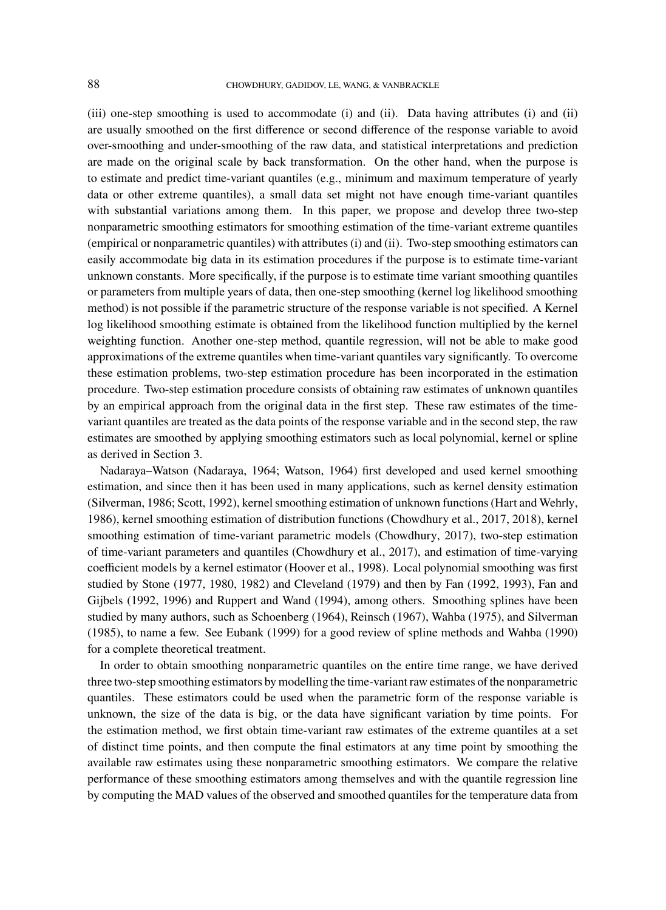(iii) one-step smoothing is used to accommodate (i) and (ii). Data having attributes (i) and (ii) are usually smoothed on the first difference or second difference of the response variable to avoid over-smoothing and under-smoothing of the raw data, and statistical interpretations and prediction are made on the original scale by back transformation. On the other hand, when the purpose is to estimate and predict time-variant quantiles (e.g., minimum and maximum temperature of yearly data or other extreme quantiles), a small data set might not have enough time-variant quantiles with substantial variations among them. In this paper, we propose and develop three two-step nonparametric smoothing estimators for smoothing estimation of the time-variant extreme quantiles (empirical or nonparametric quantiles) with attributes (i) and (ii). Two-step smoothing estimators can easily accommodate big data in its estimation procedures if the purpose is to estimate time-variant unknown constants. More specifically, if the purpose is to estimate time variant smoothing quantiles or parameters from multiple years of data, then one-step smoothing (kernel log likelihood smoothing method) is not possible if the parametric structure of the response variable is not specified. A Kernel log likelihood smoothing estimate is obtained from the likelihood function multiplied by the kernel weighting function. Another one-step method, quantile regression, will not be able to make good approximations of the extreme quantiles when time-variant quantiles vary significantly. To overcome these estimation problems, two-step estimation procedure has been incorporated in the estimation procedure. Two-step estimation procedure consists of obtaining raw estimates of unknown quantiles by an empirical approach from the original data in the first step. These raw estimates of the time-variant quantiles are treated as the data points of the response variable and in the second step, the raw estimates are smoothed by applying smoothing estimators such as local polynomial, kernel or spline as derived in Section 3.

Nadaraya–Watson (Nadaraya, 1964; Watson, 1964) first developed and used kernel smoothing estimation, and since then it has been used in many applications, such as kernel density estimation (Silverman, 1986; Scott, 1992), kernel smoothing estimation of unknown functions (Hart and Wehrly, 1986), kernel smoothing estimation of distribution functions (Chowdhury et al., 2017, 2018), kernel smoothing estimation of time-variant parametric models (Chowdhury, 2017), two-step estimation of time-variant parameters and quantiles (Chowdhury et al., 2017), and estimation of time-varying coefficient models by a kernel estimator (Hoover et al., 1998). Local polynomial smoothing was first studied by Stone (1977, 1980, 1982) and Cleveland (1979) and then by Fan (1992, 1993), Fan and Gijbels (1992, 1996) and Ruppert and Wand (1994), among others. Smoothing splines have been studied by many authors, such as Schoenberg (1964), Reinsch (1967), Wahba (1975), and Silverman (1985), to name a few. See Eubank (1999) for a good review of spline methods and Wahba (1990) for a complete theoretical treatment.

In order to obtain smoothing nonparametric quantiles on the entire time range, we have derived three two-step smoothing estimators by modelling the time-variant raw estimates of the nonparametric quantiles. These estimators could be used when the parametric form of the response variable is unknown, the size of the data is big, or the data have significant variation by time points. For the estimation method, we first obtain time-variant raw estimates of the extreme quantiles at a set of distinct time points, and then compute the final estimators at any time point by smoothing the available raw estimates using these nonparametric smoothing estimators. We compare the relative performance of these smoothing estimators among themselves and with the quantile regression line by computing the MAD values of the observed and smoothed quantiles for the temperature data from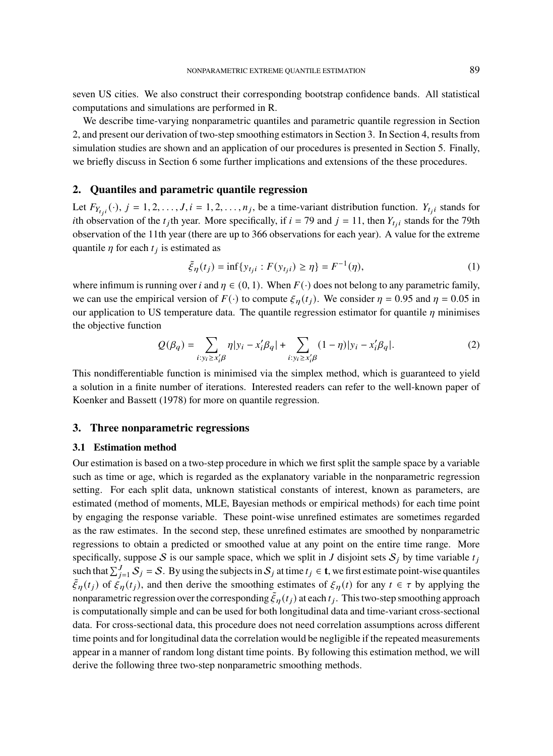seven US cities. We also construct their corresponding bootstrap confidence bands. All statistical computations and simulations are performed in R.

We describe time-varying nonparametric quantiles and parametric quantile regression in Section 2, and present our derivation of two-step smoothing estimators in Section 3. In Section 4, results from simulation studies are shown and an application of our procedures is presented in Section 5. Finally, we briefly discuss in Section 6 some further implications and extensions of the these procedures.

## 2. Quantiles and parametric quantile regression

Let $F_{Y_{t_ji}}(\cdot)$, $j = 1, 2, \ldots, J, i = 1, 2, \ldots, n_j$, be a time-variant distribution function. $Y_{t_ji}$ stands for $i$th observation of the $t_j$th year. More specifically, if $i = 79$ and $j = 11$, then $Y_{t_ji}$ stands for the 79th observation of the 11th year (there are up to 366 observations for each year). A value for the extreme quantile $\eta$ for each $t_j$ is estimated as

$$\tilde{\xi}_\eta(t_j) = \inf\{y_{t_ji} : F(y_{t_ji}) \geq \eta\} = F^{-1}(\eta), \tag{1}$$

where infimum is running over $i$ and $\eta \in (0, 1)$. When $F(\cdot)$ does not belong to any parametric family, we can use the empirical version of $F(\cdot)$ to compute $\xi_\eta(t_j)$. We consider $\eta = 0.95$ and $\eta = 0.05$ in our application to US temperature data. The quantile regression estimator for quantile $\eta$ minimises the objective function

$$Q(\beta_q) = \sum_{i:y_i \geq x_i'\beta} \eta|y_i - x_i'\beta_q| + \sum_{i:y_i \geq x_i'\beta} (1-\eta)|y_i - x_i'\beta_q|. \tag{2}$$

This nondifferentiable function is minimised via the simplex method, which is guaranteed to yield a solution in a finite number of iterations. Interested readers can refer to the well-known paper of Koenker and Bassett (1978) for more on quantile regression.

## 3. Three nonparametric regressions

### 3.1 Estimation method

Our estimation is based on a two-step procedure in which we first split the sample space by a variable such as time or age, which is regarded as the explanatory variable in the nonparametric regression setting. For each split data, unknown statistical constants of interest, known as parameters, are estimated (method of moments, MLE, Bayesian methods or empirical methods) for each time point by engaging the response variable. These point-wise unrefined estimates are sometimes regarded as the raw estimates. In the second step, these unrefined estimates are smoothed by nonparametric regressions to obtain a predicted or smoothed value at any point on the entire time range. More specifically, suppose $\mathcal{S}$ is our sample space, which we split in $J$ disjoint sets $\mathcal{S}_j$ by time variable $t_j$ such that $\sum_{j=1}^{J} \mathcal{S}_j = \mathcal{S}$. By using the subjects in $\mathcal{S}_j$ at time $t_j \in \mathbf{t}$, we first estimate point-wise quantiles $\tilde{\xi}_\eta(t_j)$ of $\xi_\eta(t_j)$, and then derive the smoothing estimates of $\xi_\eta(t)$ for any $t \in \tau$ by applying the nonparametric regression over the corresponding $\tilde{\xi}_\eta(t_j)$ at each $t_j$. This two-step smoothing approach is computationally simple and can be used for both longitudinal data and time-variant cross-sectional data. For cross-sectional data, this procedure does not need correlation assumptions across different time points and for longitudinal data the correlation would be negligible if the repeated measurements appear in a manner of random long distant time points. By following this estimation method, we will derive the following three two-step nonparametric smoothing methods.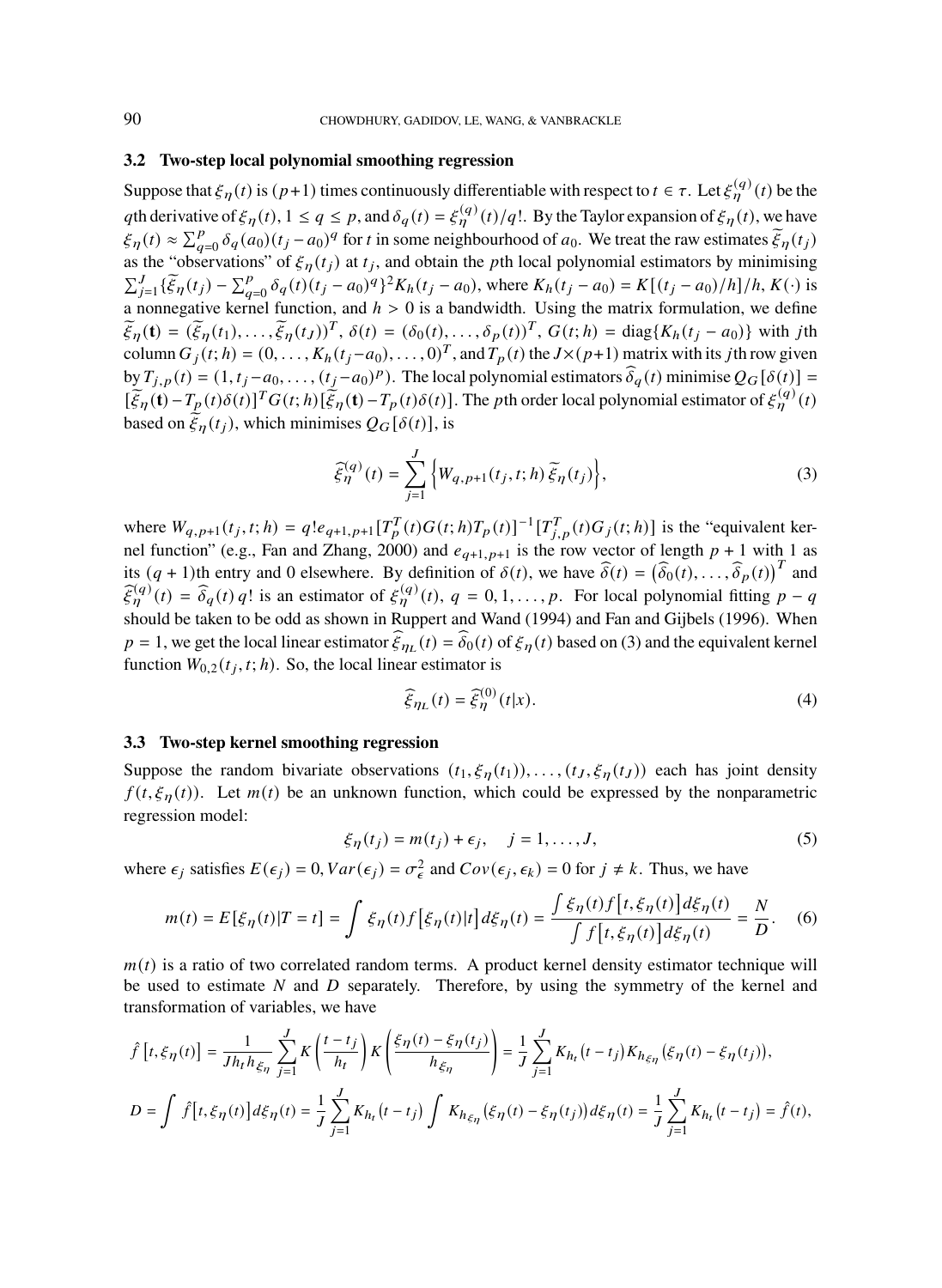### 3.2 Two-step local polynomial smoothing regression

Suppose that $\xi_\eta(t)$ is $(p+1)$ times continuously differentiable with respect to $t \in \tau$. Let $\xi_\eta^{(q)}(t)$ be the $q$th derivative of $\xi_\eta(t)$, $1 \le q \le p$, and $\delta_q(t) = \xi_\eta^{(q)}(t)/q!$. By the Taylor expansion of $\xi_\eta(t)$, we have $\xi_\eta(t) \approx \sum_{q=0}^{p} \delta_q(a_0)(t_j - a_0)^q$ for $t$ in some neighbourhood of $a_0$. We treat the raw estimates $\widetilde{\xi}_\eta(t_j)$ as the "observations" of $\xi_\eta(t_j)$ at $t_j$, and obtain the $p$th local polynomial estimators by minimising $\sum_{j=1}^{J}\{\widetilde{\xi}_\eta(t_j) - \sum_{q=0}^{p}\delta_q(t)(t_j - a_0)^q\}^2 K_h(t_j - a_0)$, where $K_h(t_j - a_0) = K[(t_j - a_0)/h]/h$, $K(\cdot)$ is a nonnegative kernel function, and $h > 0$ is a bandwidth. Using the matrix formulation, we define $\widetilde{\xi}_\eta(\mathbf{t}) = (\widetilde{\xi}_\eta(t_1), \ldots, \widetilde{\xi}_\eta(t_J))^T$, $\delta(t) = (\delta_0(t), \ldots, \delta_p(t))^T$, $G(t;h) = \text{diag}\{K_h(t_j - a_0)\}$ with $j$th column $G_j(t;h) = (0, \ldots, K_h(t_j - a_0), \ldots, 0)^T$, and $T_p(t)$ the $J \times (p+1)$ matrix with its $j$th row given by $T_{j,p}(t) = (1, t_j - a_0, \ldots, (t_j - a_0)^p)$. The local polynomial estimators $\widehat{\delta}_q(t)$ minimise $Q_G[\delta(t)] = [\widetilde{\xi}_\eta(\mathbf{t}) - T_p(t)\delta(t)]^T G(t;h)[\widetilde{\xi}_\eta(\mathbf{t}) - T_p(t)\delta(t)]$. The $p$th order local polynomial estimator of $\xi_\eta^{(q)}(t)$ based on $\widetilde{\xi}_\eta(t_j)$, which minimises $Q_G[\delta(t)]$, is

$$\widehat{\xi}_\eta^{(q)}(t) = \sum_{j=1}^{J}\Big\{W_{q,p+1}(t_j, t; h)\,\widetilde{\xi}_\eta(t_j)\Big\}, \tag{3}$$

where $W_{q,p+1}(t_j, t; h) = q!e_{q+1,p+1}[T_p^T(t)G(t;h)T_p(t)]^{-1}[T_{j,p}^T(t)G_j(t;h)]$ is the "equivalent kernel function" (e.g., Fan and Zhang, 2000) and $e_{q+1,p+1}$ is the row vector of length $p+1$ with 1 as its $(q+1)$th entry and 0 elsewhere. By definition of $\delta(t)$, we have $\widehat{\delta}(t) = \big(\widehat{\delta}_0(t), \ldots, \widehat{\delta}_p(t)\big)^T$ and $\widehat{\xi}_\eta^{(q)}(t) = \widehat{\delta}_q(t)\,q!$ is an estimator of $\xi_\eta^{(q)}(t)$, $q = 0, 1, \ldots, p$. For local polynomial fitting $p - q$ should be taken to be odd as shown in Ruppert and Wand (1994) and Fan and Gijbels (1996). When $p = 1$, we get the local linear estimator $\widehat{\xi}_{\eta_L}(t) = \widehat{\delta}_0(t)$ of $\xi_\eta(t)$ based on (3) and the equivalent kernel function $W_{0,2}(t_j, t; h)$. So, the local linear estimator is

$$\widehat{\xi}_{\eta_L}(t) = \widehat{\xi}_\eta^{(0)}(t|x). \tag{4}$$

### 3.3 Two-step kernel smoothing regression

Suppose the random bivariate observations $(t_1, \xi_\eta(t_1)), \ldots, (t_J, \xi_\eta(t_J))$ each has joint density $f(t, \xi_\eta(t))$. Let $m(t)$ be an unknown function, which could be expressed by the nonparametric regression model:

$$\xi_\eta(t_j) = m(t_j) + \epsilon_j, \quad j = 1, \ldots, J, \tag{5}$$

where $\epsilon_j$ satisfies $E(\epsilon_j) = 0$, $Var(\epsilon_j) = \sigma_\epsilon^2$ and $Cov(\epsilon_j, \epsilon_k) = 0$ for $j \neq k$. Thus, we have

$$m(t) = E[\xi_\eta(t)|T = t] = \int \xi_\eta(t) f\big[\xi_\eta(t)|t\big]d\xi_\eta(t) = \frac{\int \xi_\eta(t) f\big[t, \xi_\eta(t)\big]d\xi_\eta(t)}{\int f\big[t, \xi_\eta(t)\big]d\xi_\eta(t)} = \frac{N}{D}. \tag{6}$$

$m(t)$ is a ratio of two correlated random terms. A product kernel density estimator technique will be used to estimate $N$ and $D$ separately. Therefore, by using the symmetry of the kernel and transformation of variables, we have

$$\hat{f}\big[t, \xi_\eta(t)\big] = \frac{1}{Jh_t h_{\xi_\eta}}\sum_{j=1}^{J} K\left(\frac{t - t_j}{h_t}\right)K\left(\frac{\xi_\eta(t) - \xi_\eta(t_j)}{h_{\xi_\eta}}\right) = \frac{1}{J}\sum_{j=1}^{J} K_{h_t}\big(t - t_j\big)K_{h_{\xi_\eta}}\big(\xi_\eta(t) - \xi_\eta(t_j)\big),$$

$$D = \int \hat{f}\big[t, \xi_\eta(t)\big]d\xi_\eta(t) = \frac{1}{J}\sum_{j=1}^{J} K_{h_t}\big(t - t_j\big)\int K_{h_{\xi_\eta}}\big(\xi_\eta(t) - \xi_\eta(t_j)\big)d\xi_\eta(t) = \frac{1}{J}\sum_{j=1}^{J} K_{h_t}\big(t - t_j\big) = \hat{f}(t),$$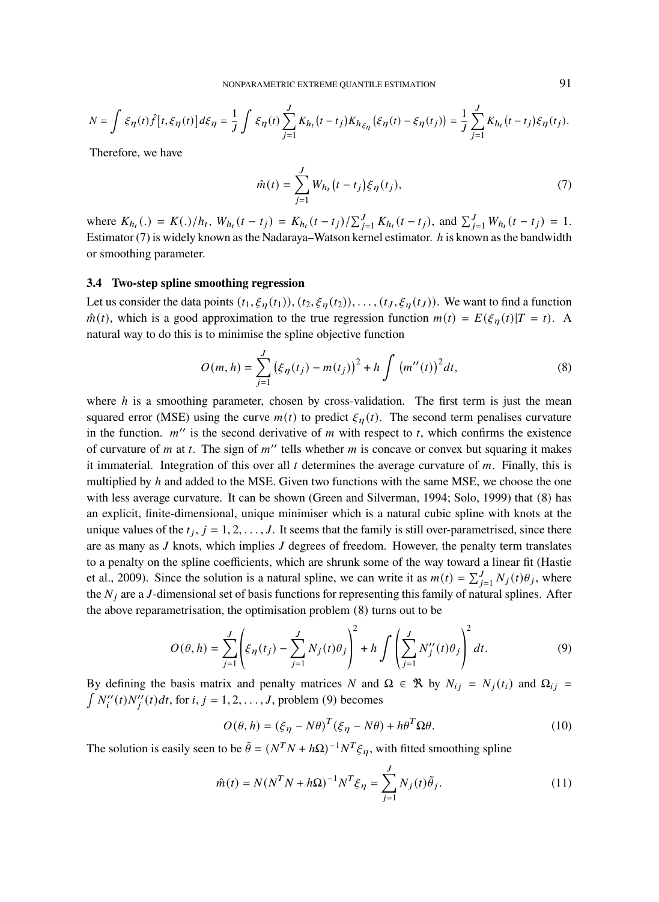$$N = \int \xi_\eta(t) \hat{f}\big[t, \xi_\eta(t)\big] d\xi_\eta = \frac{1}{J} \int \xi_\eta(t) \sum_{j=1}^{J} K_{h_t}\big(t - t_j\big) K_{h_{\xi_\eta}}\big(\xi_\eta(t) - \xi_\eta(t_j)\big) = \frac{1}{J} \sum_{j=1}^{J} K_{h_t}\big(t - t_j\big) \xi_\eta(t_j).$$

Therefore, we have

$$\hat{m}(t) = \sum_{j=1}^{J} W_{h_t}\big(t - t_j\big) \xi_\eta(t_j), \tag{7}$$

where $K_{h_t}(.) = K(.)/h_t$, $W_{h_t}(t - t_j) = K_{h_t}(t - t_j)/\sum_{j=1}^{J} K_{h_t}(t - t_j)$, and $\sum_{j=1}^{J} W_{h_t}(t - t_j) = 1$. Estimator (7) is widely known as the Nadaraya–Watson kernel estimator. $h$ is known as the bandwidth or smoothing parameter.

### 3.4 Two-step spline smoothing regression

Let us consider the data points $(t_1, \xi_\eta(t_1)), (t_2, \xi_\eta(t_2)), \ldots, (t_J, \xi_\eta(t_J))$. We want to find a function $\hat{m}(t)$, which is a good approximation to the true regression function $m(t) = E(\xi_\eta(t)|T = t)$. A natural way to do this is to minimise the spline objective function

$$O(m, h) = \sum_{j=1}^{J} \big(\xi_\eta(t_j) - m(t_j)\big)^2 + h \int \big(m''(t)\big)^2 dt, \tag{8}$$

where $h$ is a smoothing parameter, chosen by cross-validation. The first term is just the mean squared error (MSE) using the curve $m(t)$ to predict $\xi_\eta(t)$. The second term penalises curvature in the function. $m''$ is the second derivative of $m$ with respect to $t$, which confirms the existence of curvature of $m$ at $t$. The sign of $m''$ tells whether $m$ is concave or convex but squaring it makes it immaterial. Integration of this over all $t$ determines the average curvature of $m$. Finally, this is multiplied by $h$ and added to the MSE. Given two functions with the same MSE, we choose the one with less average curvature. It can be shown (Green and Silverman, 1994; Solo, 1999) that (8) has an explicit, finite-dimensional, unique minimiser which is a natural cubic spline with knots at the unique values of the $t_j$, $j = 1, 2, \ldots, J$. It seems that the family is still over-parametrised, since there are as many as $J$ knots, which implies $J$ degrees of freedom. However, the penalty term translates to a penalty on the spline coefficients, which are shrunk some of the way toward a linear fit (Hastie et al., 2009). Since the solution is a natural spline, we can write it as $m(t) = \sum_{j=1}^{J} N_j(t)\theta_j$, where the $N_j$ are a $J$-dimensional set of basis functions for representing this family of natural splines. After the above reparametrisation, the optimisation problem (8) turns out to be

$$O(\theta, h) = \sum_{j=1}^{J} \left(\xi_\eta(t_j) - \sum_{j=1}^{J} N_j(t)\theta_j\right)^2 + h \int \left(\sum_{j=1}^{J} N_j''(t)\theta_j\right)^2 dt. \tag{9}$$

By defining the basis matrix and penalty matrices $N$ and $\Omega \in \Re$ by $N_{ij} = N_j(t_i)$ and $\Omega_{ij} = \int N_i''(t) N_j''(t) dt$, for $i, j = 1, 2, \ldots, J$, problem (9) becomes

$$O(\theta, h) = (\xi_\eta - N\theta)^T (\xi_\eta - N\theta) + h\theta^T \Omega \theta. \tag{10}$$

The solution is easily seen to be $\tilde{\theta} = (N^T N + h\Omega)^{-1} N^T \xi_\eta$, with fitted smoothing spline

$$\hat{m}(t) = N(N^T N + h\Omega)^{-1} N^T \xi_\eta = \sum_{j=1}^{J} N_j(t) \tilde{\theta}_j. \tag{11}$$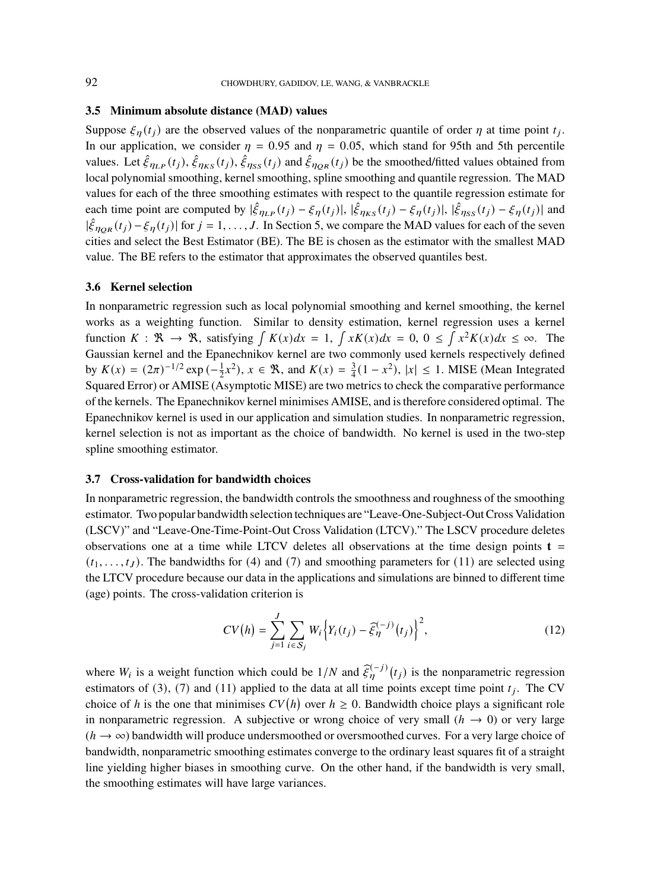### 3.5 Minimum absolute distance (MAD) values

Suppose $\xi_\eta(t_j)$ are the observed values of the nonparametric quantile of order $\eta$ at time point $t_j$. In our application, we consider $\eta = 0.95$ and $\eta = 0.05$, which stand for 95th and 5th percentile values. Let $\hat{\xi}_{\eta_{LP}}(t_j)$, $\hat{\xi}_{\eta_{KS}}(t_j)$, $\hat{\xi}_{\eta_{SS}}(t_j)$ and $\hat{\xi}_{\eta_{QR}}(t_j)$ be the smoothed/fitted values obtained from local polynomial smoothing, kernel smoothing, spline smoothing and quantile regression. The MAD values for each of the three smoothing estimates with respect to the quantile regression estimate for each time point are computed by $|\hat{\xi}_{\eta_{LP}}(t_j) - \xi_\eta(t_j)|$, $|\hat{\xi}_{\eta_{KS}}(t_j) - \xi_\eta(t_j)|$, $|\hat{\xi}_{\eta_{SS}}(t_j) - \xi_\eta(t_j)|$ and $|\hat{\xi}_{\eta_{QR}}(t_j) - \xi_\eta(t_j)|$ for $j = 1, \ldots, J$. In Section 5, we compare the MAD values for each of the seven cities and select the Best Estimator (BE). The BE is chosen as the estimator with the smallest MAD value. The BE refers to the estimator that approximates the observed quantiles best.

### 3.6 Kernel selection

In nonparametric regression such as local polynomial smoothing and kernel smoothing, the kernel works as a weighting function. Similar to density estimation, kernel regression uses a kernel function $K : \Re \to \Re$, satisfying $\int K(x)dx = 1$, $\int xK(x)dx = 0$, $0 \le \int x^2 K(x)dx \le \infty$. The Gaussian kernel and the Epanechnikov kernel are two commonly used kernels respectively defined by $K(x) = (2\pi)^{-1/2} \exp\left(-\frac{1}{2}x^2\right)$, $x \in \Re$, and $K(x) = \frac{3}{4}(1 - x^2)$, $|x| \le 1$. MISE (Mean Integrated Squared Error) or AMISE (Asymptotic MISE) are two metrics to check the comparative performance of the kernels. The Epanechnikov kernel minimises AMISE, and is therefore considered optimal. The Epanechnikov kernel is used in our application and simulation studies. In nonparametric regression, kernel selection is not as important as the choice of bandwidth. No kernel is used in the two-step spline smoothing estimator.

### 3.7 Cross-validation for bandwidth choices

In nonparametric regression, the bandwidth controls the smoothness and roughness of the smoothing estimator. Two popular bandwidth selection techniques are "Leave-One-Subject-Out Cross Validation (LSCV)" and "Leave-One-Time-Point-Out Cross Validation (LTCV)." The LSCV procedure deletes observations one at a time while LTCV deletes all observations at the time design points $\mathbf{t} = (t_1, \ldots, t_J)$. The bandwidths for (4) and (7) and smoothing parameters for (11) are selected using the LTCV procedure because our data in the applications and simulations are binned to different time (age) points. The cross-validation criterion is

$$CV(h) = \sum_{j=1}^{J} \sum_{i \in S_j} W_i \left\{ Y_i(t_j) - \widehat{\xi}_\eta^{(-j)}(t_j) \right\}^2, \tag{12}$$

where $W_i$ is a weight function which could be $1/N$ and $\widehat{\xi}_\eta^{(-j)}(t_j)$ is the nonparametric regression estimators of (3), (7) and (11) applied to the data at all time points except time point $t_j$. The CV choice of $h$ is the one that minimises $CV(h)$ over $h \ge 0$. Bandwidth choice plays a significant role in nonparametric regression. A subjective or wrong choice of very small ($h \to 0$) or very large ($h \to \infty$) bandwidth will produce undersmoothed or oversmoothed curves. For a very large choice of bandwidth, nonparametric smoothing estimates converge to the ordinary least squares fit of a straight line yielding higher biases in smoothing curve. On the other hand, if the bandwidth is very small, the smoothing estimates will have large variances.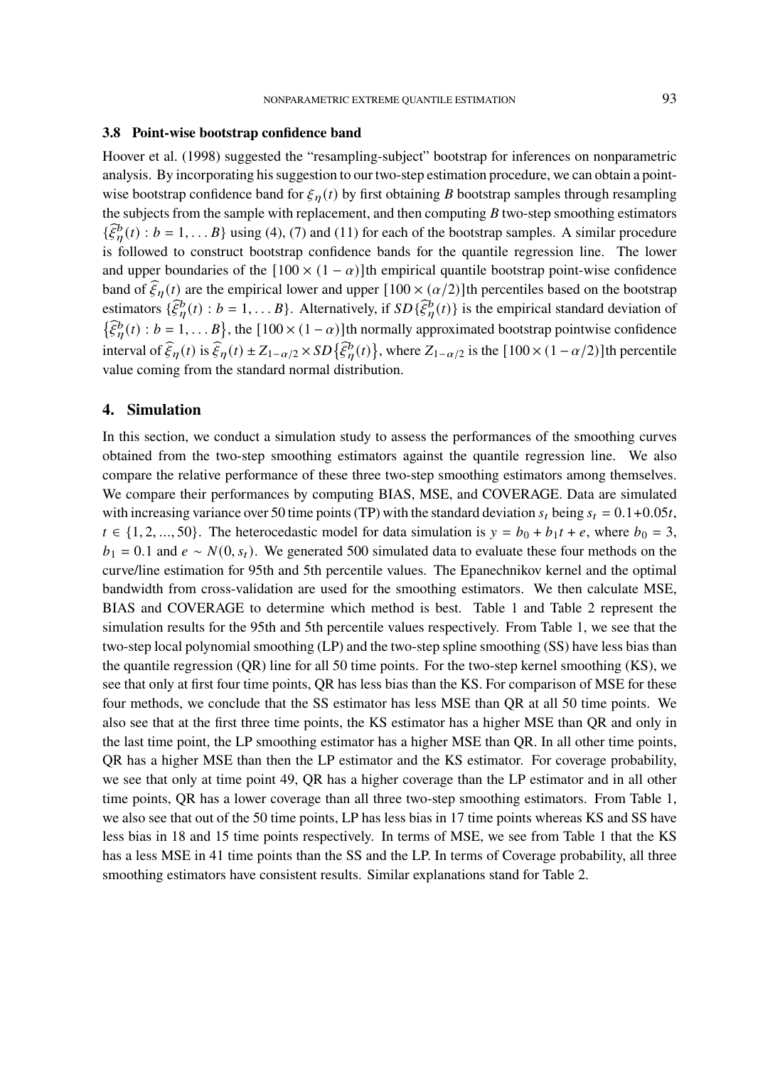### 3.8 Point-wise bootstrap confidence band

Hoover et al. (1998) suggested the "resampling-subject" bootstrap for inferences on nonparametric analysis. By incorporating his suggestion to our two-step estimation procedure, we can obtain a point-wise bootstrap confidence band for $\xi_\eta(t)$ by first obtaining $B$ bootstrap samples through resampling the subjects from the sample with replacement, and then computing $B$ two-step smoothing estimators $\{\widehat{\xi}_\eta^b(t) : b = 1, \ldots B\}$ using (4), (7) and (11) for each of the bootstrap samples. A similar procedure is followed to construct bootstrap confidence bands for the quantile regression line. The lower and upper boundaries of the $[100 \times (1-\alpha)]$th empirical quantile bootstrap point-wise confidence band of $\widehat{\xi}_\eta(t)$ are the empirical lower and upper $[100 \times (\alpha/2)]$th percentiles based on the bootstrap estimators $\{\widehat{\xi}_\eta^b(t) : b = 1, \ldots B\}$. Alternatively, if $SD\{\widehat{\xi}_\eta^b(t)\}$ is the empirical standard deviation of $\{\widehat{\xi}_\eta^b(t) : b = 1, \ldots B\}$, the $[100 \times (1-\alpha)]$th normally approximated bootstrap pointwise confidence interval of $\widehat{\xi}_\eta(t)$ is $\widehat{\xi}_\eta(t) \pm Z_{1-\alpha/2} \times SD\{\widehat{\xi}_\eta^b(t)\}$, where $Z_{1-\alpha/2}$ is the $[100 \times (1-\alpha/2)]$th percentile value coming from the standard normal distribution.

## 4. Simulation

In this section, we conduct a simulation study to assess the performances of the smoothing curves obtained from the two-step smoothing estimators against the quantile regression line. We also compare the relative performance of these three two-step smoothing estimators among themselves. We compare their performances by computing BIAS, MSE, and COVERAGE. Data are simulated with increasing variance over 50 time points (TP) with the standard deviation $s_t$ being $s_t = 0.1 + 0.05t$, $t \in \{1, 2, ..., 50\}$. The heterocedastic model for data simulation is $y = b_0 + b_1 t + e$, where $b_0 = 3$, $b_1 = 0.1$ and $e \sim N(0, s_t)$. We generated 500 simulated data to evaluate these four methods on the curve/line estimation for 95th and 5th percentile values. The Epanechnikov kernel and the optimal bandwidth from cross-validation are used for the smoothing estimators. We then calculate MSE, BIAS and COVERAGE to determine which method is best. Table 1 and Table 2 represent the simulation results for the 95th and 5th percentile values respectively. From Table 1, we see that the two-step local polynomial smoothing (LP) and the two-step spline smoothing (SS) have less bias than the quantile regression (QR) line for all 50 time points. For the two-step kernel smoothing (KS), we see that only at first four time points, QR has less bias than the KS. For comparison of MSE for these four methods, we conclude that the SS estimator has less MSE than QR at all 50 time points. We also see that at the first three time points, the KS estimator has a higher MSE than QR and only in the last time point, the LP smoothing estimator has a higher MSE than QR. In all other time points, QR has a higher MSE than then the LP estimator and the KS estimator. For coverage probability, we see that only at time point 49, QR has a higher coverage than the LP estimator and in all other time points, QR has a lower coverage than all three two-step smoothing estimators. From Table 1, we also see that out of the 50 time points, LP has less bias in 17 time points whereas KS and SS have less bias in 18 and 15 time points respectively. In terms of MSE, we see from Table 1 that the KS has a less MSE in 41 time points than the SS and the LP. In terms of Coverage probability, all three smoothing estimators have consistent results. Similar explanations stand for Table 2.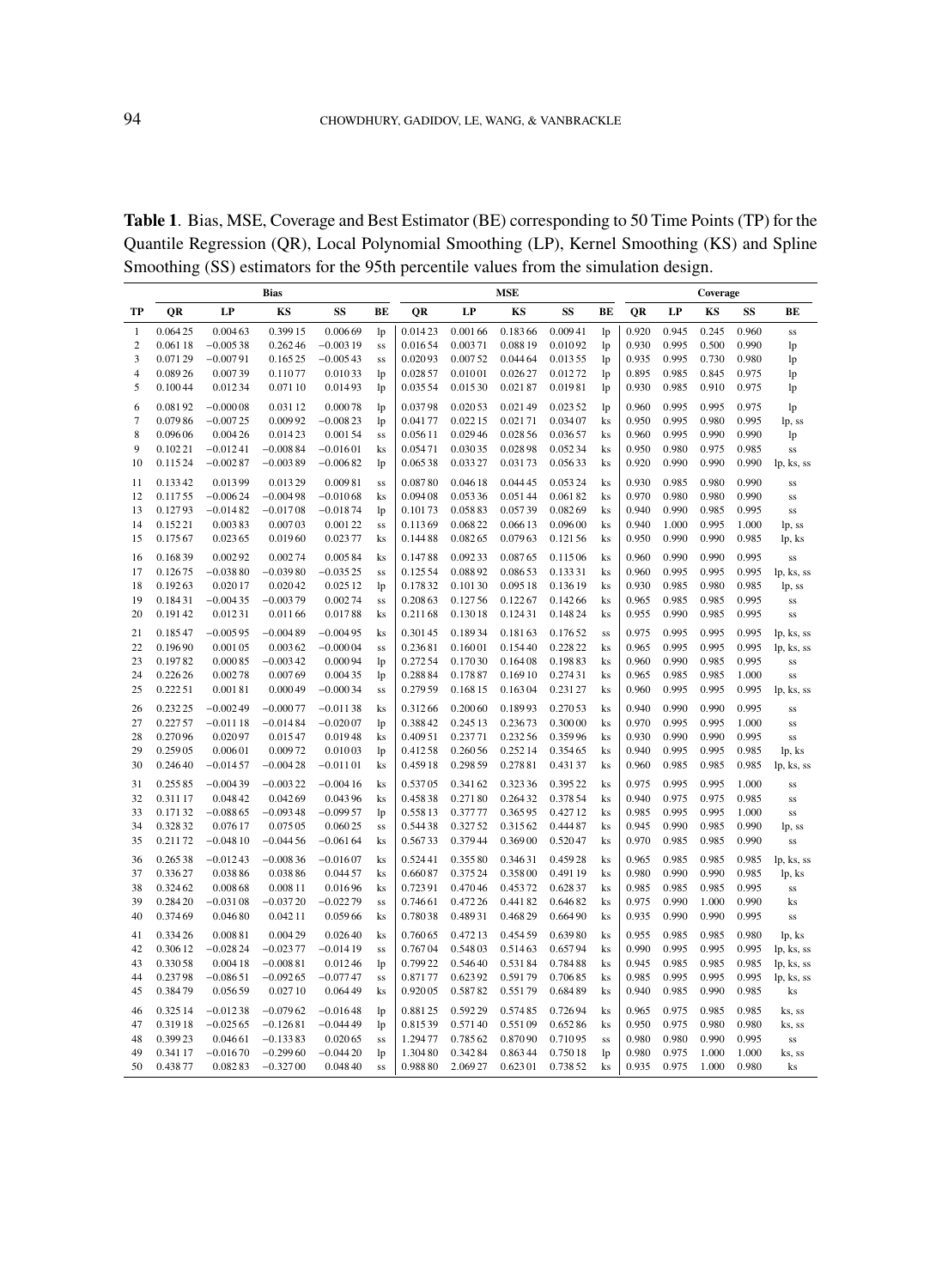**Table 1**. Bias, MSE, Coverage and Best Estimator (BE) corresponding to 50 Time Points (TP) for the Quantile Regression (QR), Local Polynomial Smoothing (LP), Kernel Smoothing (KS) and Spline Smoothing (SS) estimators for the 95th percentile values from the simulation design.

| | **Bias** | | | | | **MSE** | | | | | **Coverage** | | | | |
|---|---|---|---|---|---|---|---|---|---|---|---|---|---|---|---|
| **TP** | **QR** | **LP** | **KS** | **SS** | **BE** | **QR** | **LP** | **KS** | **SS** | **BE** | **QR** | **LP** | **KS** | **SS** | **BE** |
| 1 | 0.06425 | 0.00463 | 0.39915 | 0.00669 | lp | 0.01423 | 0.00166 | 0.18366 | 0.00941 | lp | 0.920 | 0.945 | 0.245 | 0.960 | ss |
| 2 | 0.06118 | −0.00538 | 0.26246 | −0.00319 | ss | 0.01654 | 0.00371 | 0.08819 | 0.01092 | lp | 0.930 | 0.995 | 0.500 | 0.990 | lp |
| 3 | 0.07129 | −0.00791 | 0.16525 | −0.00543 | ss | 0.02093 | 0.00752 | 0.04464 | 0.01355 | lp | 0.935 | 0.995 | 0.730 | 0.980 | lp |
| 4 | 0.08926 | 0.00739 | 0.11077 | 0.01033 | lp | 0.02857 | 0.01001 | 0.02627 | 0.01272 | lp | 0.895 | 0.985 | 0.845 | 0.975 | lp |
| 5 | 0.10044 | 0.01234 | 0.07110 | 0.01493 | lp | 0.03554 | 0.01530 | 0.02187 | 0.01981 | lp | 0.930 | 0.985 | 0.910 | 0.975 | lp |
| 6 | 0.08192 | −0.00008 | 0.03112 | 0.00078 | lp | 0.03798 | 0.02053 | 0.02149 | 0.02352 | lp | 0.960 | 0.995 | 0.995 | 0.975 | lp |
| 7 | 0.07986 | −0.00725 | 0.00992 | −0.00823 | lp | 0.04177 | 0.02215 | 0.02171 | 0.03407 | ks | 0.950 | 0.995 | 0.980 | 0.995 | lp, ss |
| 8 | 0.09606 | 0.00426 | 0.01423 | 0.00154 | ss | 0.05611 | 0.02946 | 0.02856 | 0.03657 | ks | 0.960 | 0.995 | 0.990 | 0.990 | lp |
| 9 | 0.10221 | −0.01241 | −0.00884 | −0.01601 | ks | 0.05471 | 0.03035 | 0.02898 | 0.05234 | ks | 0.950 | 0.980 | 0.975 | 0.985 | ss |
| 10 | 0.11524 | −0.00287 | −0.00389 | −0.00682 | lp | 0.06538 | 0.03327 | 0.03173 | 0.05633 | ks | 0.920 | 0.990 | 0.990 | 0.990 | lp, ks, ss |
| 11 | 0.13342 | 0.01399 | 0.01329 | 0.00981 | ss | 0.08780 | 0.04618 | 0.04445 | 0.05324 | ks | 0.930 | 0.985 | 0.980 | 0.990 | ss |
| 12 | 0.11755 | −0.00624 | −0.00498 | −0.01068 | ks | 0.09408 | 0.05336 | 0.05144 | 0.06182 | ks | 0.970 | 0.980 | 0.980 | 0.990 | ss |
| 13 | 0.12793 | −0.01482 | −0.01708 | −0.01874 | lp | 0.10173 | 0.05883 | 0.05739 | 0.08269 | ks | 0.940 | 0.990 | 0.985 | 0.995 | ss |
| 14 | 0.15221 | 0.00383 | 0.00703 | 0.00122 | ss | 0.11369 | 0.06822 | 0.06613 | 0.09600 | ks | 0.940 | 1.000 | 0.995 | 1.000 | lp, ss |
| 15 | 0.17567 | 0.02365 | 0.01960 | 0.02377 | ks | 0.14488 | 0.08265 | 0.07963 | 0.12156 | ks | 0.950 | 0.990 | 0.990 | 0.985 | lp, ks |
| 16 | 0.16839 | 0.00292 | 0.00274 | 0.00584 | ks | 0.14788 | 0.09233 | 0.08765 | 0.11506 | ks | 0.960 | 0.990 | 0.990 | 0.995 | ss |
| 17 | 0.12675 | −0.03880 | −0.03980 | −0.03525 | ss | 0.12554 | 0.08892 | 0.08653 | 0.13331 | ks | 0.960 | 0.995 | 0.995 | 0.995 | lp, ks, ss |
| 18 | 0.19263 | 0.02017 | 0.02042 | 0.02512 | lp | 0.17832 | 0.10130 | 0.09518 | 0.13619 | ks | 0.930 | 0.985 | 0.980 | 0.985 | lp, ss |
| 19 | 0.18431 | −0.00435 | −0.00379 | 0.00274 | ss | 0.20863 | 0.12756 | 0.12267 | 0.14266 | ks | 0.965 | 0.985 | 0.985 | 0.995 | ss |
| 20 | 0.19142 | 0.01231 | 0.01166 | 0.01788 | ks | 0.21168 | 0.13018 | 0.12431 | 0.14824 | ks | 0.955 | 0.990 | 0.985 | 0.995 | ss |
| 21 | 0.18547 | −0.00595 | −0.00489 | −0.00495 | ks | 0.30145 | 0.18934 | 0.18163 | 0.17652 | ss | 0.975 | 0.995 | 0.995 | 0.995 | lp, ks, ss |
| 22 | 0.19690 | 0.00105 | 0.00362 | −0.00004 | ss | 0.23681 | 0.16001 | 0.15440 | 0.22822 | ks | 0.965 | 0.995 | 0.995 | 0.995 | lp, ks, ss |
| 23 | 0.19782 | 0.00085 | −0.00342 | 0.00094 | lp | 0.27254 | 0.17030 | 0.16408 | 0.19883 | ks | 0.960 | 0.990 | 0.985 | 0.995 | ss |
| 24 | 0.22626 | 0.00278 | 0.00769 | 0.00435 | lp | 0.28884 | 0.17887 | 0.16910 | 0.27431 | ks | 0.965 | 0.985 | 0.985 | 1.000 | ss |
| 25 | 0.22251 | 0.00181 | 0.00049 | −0.00034 | ss | 0.27959 | 0.16815 | 0.16304 | 0.23127 | ks | 0.960 | 0.995 | 0.995 | 0.995 | lp, ks, ss |
| 26 | 0.23225 | −0.00249 | −0.00077 | −0.01138 | ks | 0.31266 | 0.20060 | 0.18993 | 0.27053 | ks | 0.940 | 0.990 | 0.990 | 0.995 | ss |
| 27 | 0.22757 | −0.01118 | −0.01484 | −0.02007 | lp | 0.38842 | 0.24513 | 0.23673 | 0.30000 | ks | 0.970 | 0.995 | 0.995 | 1.000 | ss |
| 28 | 0.27096 | 0.02097 | 0.01547 | 0.01948 | ks | 0.40951 | 0.23771 | 0.23256 | 0.35996 | ks | 0.930 | 0.990 | 0.990 | 0.995 | ss |
| 29 | 0.25905 | 0.00601 | 0.00972 | 0.01003 | lp | 0.41258 | 0.26056 | 0.25214 | 0.35465 | ks | 0.940 | 0.995 | 0.995 | 0.985 | lp, ks |
| 30 | 0.24640 | −0.01457 | −0.00428 | −0.01101 | ks | 0.45918 | 0.29859 | 0.27881 | 0.43137 | ks | 0.960 | 0.985 | 0.985 | 0.985 | lp, ks, ss |
| 31 | 0.25585 | −0.00439 | −0.00322 | −0.00416 | ks | 0.53705 | 0.34162 | 0.32336 | 0.39522 | ks | 0.975 | 0.995 | 0.995 | 1.000 | ss |
| 32 | 0.31117 | 0.04842 | 0.04269 | 0.04396 | ks | 0.45838 | 0.27180 | 0.26432 | 0.37854 | ks | 0.940 | 0.975 | 0.975 | 0.985 | ss |
| 33 | 0.17132 | −0.08865 | −0.09348 | −0.09957 | lp | 0.55813 | 0.37777 | 0.36595 | 0.42712 | ks | 0.985 | 0.995 | 0.995 | 1.000 | ss |
| 34 | 0.32832 | 0.07617 | 0.07505 | 0.06025 | ss | 0.54438 | 0.32752 | 0.31562 | 0.44487 | ks | 0.945 | 0.990 | 0.985 | 0.990 | lp, ss |
| 35 | 0.21172 | −0.04810 | −0.04456 | −0.06164 | ks | 0.56733 | 0.37944 | 0.36900 | 0.52047 | ks | 0.970 | 0.985 | 0.985 | 0.990 | ss |
| 36 | 0.26538 | −0.01243 | −0.00836 | −0.01607 | ks | 0.52441 | 0.35580 | 0.34631 | 0.45928 | ks | 0.965 | 0.985 | 0.985 | 0.985 | lp, ks, ss |
| 37 | 0.33627 | 0.03886 | 0.03886 | 0.04457 | ks | 0.66087 | 0.37524 | 0.35800 | 0.49119 | ks | 0.980 | 0.990 | 0.990 | 0.985 | lp, ks |
| 38 | 0.32462 | 0.00868 | 0.00811 | 0.01696 | ks | 0.72391 | 0.47046 | 0.45372 | 0.62837 | ks | 0.985 | 0.985 | 0.985 | 0.995 | ss |
| 39 | 0.28420 | −0.03108 | −0.03720 | −0.02279 | ss | 0.74661 | 0.47226 | 0.44182 | 0.64682 | ks | 0.975 | 0.990 | 1.000 | 0.990 | ks |
| 40 | 0.37469 | 0.04680 | 0.04211 | 0.05966 | ks | 0.78038 | 0.48931 | 0.46829 | 0.66490 | ks | 0.935 | 0.990 | 0.990 | 0.995 | ss |
| 41 | 0.33426 | 0.00881 | 0.00429 | 0.02640 | ks | 0.76065 | 0.47213 | 0.45459 | 0.63980 | ks | 0.955 | 0.985 | 0.985 | 0.980 | lp, ks |
| 42 | 0.30612 | −0.02824 | −0.02377 | −0.01419 | ss | 0.76704 | 0.54803 | 0.51463 | 0.65794 | ks | 0.990 | 0.995 | 0.995 | 0.995 | lp, ks, ss |
| 43 | 0.33058 | 0.00418 | −0.00881 | 0.01246 | lp | 0.79922 | 0.54640 | 0.53184 | 0.78488 | ks | 0.945 | 0.985 | 0.985 | 0.985 | lp, ks, ss |
| 44 | 0.23798 | −0.08651 | −0.09265 | −0.07747 | ss | 0.87177 | 0.62392 | 0.59179 | 0.70685 | ks | 0.985 | 0.995 | 0.995 | 0.995 | lp, ks, ss |
| 45 | 0.38479 | 0.05659 | 0.02710 | 0.06449 | ks | 0.92005 | 0.58782 | 0.55179 | 0.68489 | ks | 0.940 | 0.985 | 0.990 | 0.985 | ks |
| 46 | 0.32514 | −0.01238 | −0.07962 | −0.01648 | lp | 0.88125 | 0.59229 | 0.57485 | 0.72694 | ks | 0.965 | 0.975 | 0.985 | 0.985 | ks, ss |
| 47 | 0.31918 | −0.02565 | −0.12681 | −0.04449 | lp | 0.81539 | 0.57140 | 0.55109 | 0.65286 | ks | 0.950 | 0.975 | 0.980 | 0.980 | ks, ss |
| 48 | 0.39923 | 0.04661 | −0.13383 | 0.02065 | ss | 1.29477 | 0.78562 | 0.87090 | 0.71095 | ss | 0.980 | 0.980 | 0.990 | 0.995 | ss |
| 49 | 0.34117 | −0.01670 | −0.29960 | −0.04420 | lp | 1.30480 | 0.34284 | 0.86344 | 0.75018 | lp | 0.980 | 0.975 | 1.000 | 1.000 | ks, ss |
| 50 | 0.43877 | 0.08283 | −0.32700 | 0.04840 | ss | 0.98880 | 2.06927 | 0.62301 | 0.73852 | ks | 0.935 | 0.975 | 1.000 | 0.980 | ks |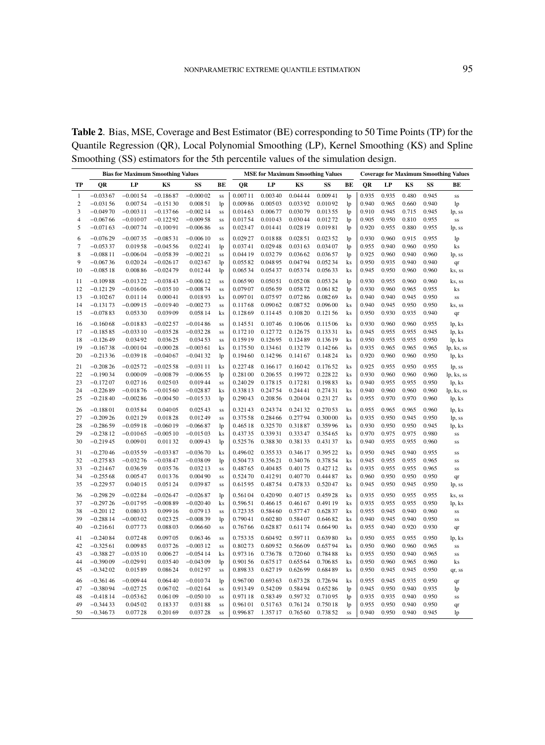**Table 2**. Bias, MSE, Coverage and Best Estimator (BE) corresponding to 50 Time Points (TP) for the Quantile Regression (QR), Local Polynomial Smoothing (LP), Kernel Smoothing (KS) and Spline Smoothing (SS) estimators for the 5th percentile values of the simulation design.

| | Bias for Maximum Smoothing Values | | | | | MSE for Maximum Smoothing Values | | | | | Coverage for Maximum Smoothing Values | | | | |
|---|---|---|---|---|---|---|---|---|---|---|---|---|---|---|---|
| TP | QR | LP | KS | SS | BE | QR | LP | KS | SS | BE | QR | LP | KS | SS | BE |
| 1 | −0.03367 | −0.00154 | −0.18687 | −0.00002 | ss | 0.00711 | 0.00340 | 0.04444 | 0.00941 | lp | 0.935 | 0.935 | 0.480 | 0.945 | ss |
| 2 | −0.03156 | 0.00754 | −0.15130 | 0.00851 | lp | 0.00986 | 0.00503 | 0.03392 | 0.01092 | lp | 0.940 | 0.965 | 0.660 | 0.940 | lp |
| 3 | −0.04970 | −0.00311 | −0.13766 | −0.00214 | ss | 0.01463 | 0.00677 | 0.03079 | 0.01355 | lp | 0.910 | 0.945 | 0.715 | 0.945 | lp, ss |
| 4 | −0.06766 | −0.01007 | −0.12292 | −0.00958 | ss | 0.01754 | 0.01043 | 0.03044 | 0.01272 | lp | 0.905 | 0.950 | 0.810 | 0.955 | ss |
| 5 | −0.07163 | −0.00774 | −0.10091 | −0.00686 | ss | 0.02347 | 0.01441 | 0.02819 | 0.01981 | lp | 0.920 | 0.955 | 0.880 | 0.955 | lp, ss |
| 6 | −0.07629 | −0.00735 | −0.08531 | −0.00610 | ss | 0.02927 | 0.01888 | 0.02851 | 0.02352 | lp | 0.930 | 0.960 | 0.915 | 0.955 | lp |
| 7 | −0.05337 | 0.01958 | −0.04556 | 0.02241 | lp | 0.03741 | 0.02948 | 0.03163 | 0.03407 | lp | 0.955 | 0.940 | 0.960 | 0.950 | ks |
| 8 | −0.08811 | −0.00604 | −0.05839 | −0.00221 | ss | 0.04419 | 0.03279 | 0.03662 | 0.03657 | lp | 0.925 | 0.960 | 0.940 | 0.960 | lp, ss |
| 9 | −0.06736 | 0.02024 | −0.02617 | 0.02367 | lp | 0.05582 | 0.04895 | 0.04794 | 0.05234 | ks | 0.950 | 0.935 | 0.940 | 0.940 | qr |
| 10 | −0.08518 | 0.00886 | −0.02479 | 0.01244 | lp | 0.06534 | 0.05437 | 0.05374 | 0.05633 | ks | 0.945 | 0.950 | 0.960 | 0.960 | ks, ss |
| 11 | −0.10988 | −0.01322 | −0.03843 | −0.00612 | ss | 0.06590 | 0.05051 | 0.05208 | 0.05324 | lp | 0.930 | 0.955 | 0.960 | 0.960 | ks, ss |
| 12 | −0.12129 | −0.01606 | −0.03510 | −0.00874 | ss | 0.07907 | 0.05659 | 0.05872 | 0.06182 | lp | 0.930 | 0.960 | 0.965 | 0.955 | ks |
| 13 | −0.10267 | 0.01114 | 0.00041 | 0.01893 | ks | 0.09701 | 0.07597 | 0.07286 | 0.08269 | ks | 0.940 | 0.940 | 0.945 | 0.950 | ss |
| 14 | −0.13173 | −0.00915 | −0.01940 | −0.00273 | ss | 0.11768 | 0.09062 | 0.08752 | 0.09600 | ks | 0.940 | 0.945 | 0.950 | 0.950 | ks, ss |
| 15 | −0.07883 | 0.05330 | 0.03909 | 0.05814 | ks | 0.12869 | 0.11445 | 0.10820 | 0.12156 | ks | 0.950 | 0.930 | 0.935 | 0.940 | qr |
| 16 | −0.16068 | −0.01883 | −0.02257 | −0.01486 | ss | 0.14551 | 0.10746 | 0.10606 | 0.11506 | ks | 0.930 | 0.960 | 0.960 | 0.955 | lp, ks |
| 17 | −0.18585 | −0.03310 | −0.03528 | −0.03228 | ss | 0.17210 | 0.12772 | 0.12675 | 0.13331 | ks | 0.945 | 0.955 | 0.955 | 0.945 | lp, ks |
| 18 | −0.12649 | 0.03492 | 0.03625 | 0.03453 | ss | 0.15919 | 0.12695 | 0.12489 | 0.13619 | ks | 0.950 | 0.955 | 0.955 | 0.950 | lp, ks |
| 19 | −0.16738 | −0.00104 | −0.00028 | −0.00361 | ks | 0.17550 | 0.13461 | 0.13279 | 0.14266 | ks | 0.935 | 0.965 | 0.965 | 0.965 | lp, ks, ss |
| 20 | −0.21336 | −0.03918 | −0.04067 | −0.04132 | lp | 0.19460 | 0.14296 | 0.14167 | 0.14824 | ks | 0.920 | 0.960 | 0.960 | 0.950 | lp, ks |
| 21 | −0.20826 | −0.02572 | −0.02558 | −0.03111 | ks | 0.22748 | 0.16617 | 0.16042 | 0.17652 | ks | 0.925 | 0.955 | 0.950 | 0.955 | lp, ss |
| 22 | −0.19034 | 0.00009 | −0.00879 | −0.00655 | lp | 0.28100 | 0.20655 | 0.19972 | 0.22822 | ks | 0.930 | 0.960 | 0.960 | 0.960 | lp, ks, ss |
| 23 | −0.17207 | 0.02716 | 0.02503 | 0.01944 | ss | 0.24029 | 0.17815 | 0.17281 | 0.19883 | ks | 0.940 | 0.955 | 0.955 | 0.950 | lp, ks |
| 24 | −0.22689 | −0.01876 | −0.01560 | −0.02887 | ks | 0.33813 | 0.24754 | 0.24441 | 0.27431 | ks | 0.940 | 0.960 | 0.960 | 0.960 | lp, ks, ss |
| 25 | −0.21840 | −0.00286 | −0.00450 | −0.01533 | lp | 0.29043 | 0.20856 | 0.20404 | 0.23127 | ks | 0.955 | 0.970 | 0.970 | 0.960 | lp, ks |
| 26 | −0.18801 | 0.03584 | 0.04005 | 0.02543 | ss | 0.32143 | 0.24374 | 0.24132 | 0.27053 | ks | 0.955 | 0.965 | 0.965 | 0.960 | lp, ks |
| 27 | −0.20926 | 0.02129 | 0.01828 | 0.01249 | ss | 0.37558 | 0.28466 | 0.27794 | 0.30000 | ks | 0.935 | 0.950 | 0.945 | 0.950 | lp, ss |
| 28 | −0.28659 | −0.05918 | −0.06019 | −0.06687 | lp | 0.46518 | 0.32570 | 0.31887 | 0.35996 | ks | 0.930 | 0.950 | 0.950 | 0.945 | lp, ks |
| 29 | −0.23812 | −0.01065 | −0.00510 | −0.01503 | ks | 0.43735 | 0.33931 | 0.33347 | 0.35465 | ks | 0.970 | 0.975 | 0.975 | 0.980 | ss |
| 30 | −0.21945 | 0.00901 | 0.01132 | 0.00943 | lp | 0.52576 | 0.38830 | 0.38133 | 0.43137 | ks | 0.940 | 0.955 | 0.955 | 0.960 | ss |
| 31 | −0.27046 | −0.03559 | −0.03387 | −0.03670 | ks | 0.49602 | 0.35533 | 0.34617 | 0.39522 | ks | 0.950 | 0.945 | 0.940 | 0.955 | ss |
| 32 | −0.27583 | −0.03276 | −0.03847 | −0.03809 | lp | 0.50473 | 0.35621 | 0.34076 | 0.37854 | ks | 0.945 | 0.955 | 0.955 | 0.965 | ss |
| 33 | −0.21467 | 0.03659 | 0.03576 | 0.03213 | ss | 0.48765 | 0.40485 | 0.40175 | 0.42712 | ks | 0.935 | 0.955 | 0.955 | 0.965 | ss |
| 34 | −0.25568 | 0.00547 | 0.01376 | 0.00490 | ss | 0.52470 | 0.41291 | 0.40770 | 0.44487 | ks | 0.960 | 0.950 | 0.950 | 0.950 | qr |
| 35 | −0.22957 | 0.04015 | 0.05124 | 0.03987 | ss | 0.61595 | 0.48754 | 0.47833 | 0.52047 | ks | 0.945 | 0.950 | 0.945 | 0.950 | lp, ss |
| 36 | −0.29829 | −0.02284 | −0.02647 | −0.02687 | lp | 0.56104 | 0.42090 | 0.40715 | 0.45928 | ks | 0.935 | 0.950 | 0.955 | 0.955 | ks, ss |
| 37 | −0.29726 | −0.01795 | −0.00889 | −0.02040 | ks | 0.59651 | 0.46615 | 0.46167 | 0.49119 | ks | 0.935 | 0.955 | 0.955 | 0.950 | lp, ks |
| 38 | −0.20112 | 0.08033 | 0.09916 | 0.07913 | ss | 0.72335 | 0.58460 | 0.57747 | 0.62837 | ks | 0.955 | 0.945 | 0.940 | 0.960 | ss |
| 39 | −0.28814 | −0.00302 | 0.02325 | −0.00839 | lp | 0.79041 | 0.60280 | 0.58407 | 0.64682 | ks | 0.940 | 0.945 | 0.940 | 0.950 | ss |
| 40 | −0.21661 | 0.07773 | 0.08803 | 0.06660 | ss | 0.76766 | 0.62887 | 0.61174 | 0.66490 | ks | 0.955 | 0.940 | 0.920 | 0.930 | qr |
| 41 | −0.24084 | 0.07248 | 0.09705 | 0.06346 | ss | 0.75335 | 0.60492 | 0.59711 | 0.63980 | ks | 0.950 | 0.955 | 0.955 | 0.950 | lp, ks |
| 42 | −0.32561 | 0.00985 | 0.03726 | −0.00312 | ss | 0.80273 | 0.60952 | 0.56609 | 0.65794 | ks | 0.950 | 0.960 | 0.960 | 0.965 | ss |
| 43 | −0.38827 | −0.03510 | 0.00627 | −0.05414 | ks | 0.97316 | 0.73678 | 0.72060 | 0.78488 | ks | 0.955 | 0.950 | 0.940 | 0.965 | ss |
| 44 | −0.39009 | −0.02991 | 0.03540 | −0.04309 | lp | 0.90156 | 0.67517 | 0.65564 | 0.70685 | ks | 0.950 | 0.960 | 0.965 | 0.960 | ks |
| 45 | −0.34202 | 0.01589 | 0.08624 | 0.01297 | ss | 0.89833 | 0.62719 | 0.62699 | 0.68489 | ks | 0.950 | 0.945 | 0.945 | 0.950 | qr, ss |
| 46 | −0.36146 | −0.00944 | 0.06440 | −0.01074 | lp | 0.96700 | 0.69363 | 0.67328 | 0.72694 | ks | 0.955 | 0.945 | 0.935 | 0.950 | qr |
| 47 | −0.38094 | −0.02725 | 0.06702 | −0.02164 | ss | 0.91349 | 0.54209 | 0.58494 | 0.65286 | lp | 0.945 | 0.950 | 0.940 | 0.935 | lp |
| 48 | −0.41814 | −0.05362 | 0.06109 | −0.05010 | ss | 0.97118 | 0.58349 | 0.59732 | 0.71095 | lp | 0.935 | 0.935 | 0.940 | 0.950 | ss |
| 49 | −0.34433 | 0.04502 | 0.18337 | 0.03188 | ss | 0.96101 | 0.51763 | 0.76124 | 0.75018 | lp | 0.955 | 0.950 | 0.940 | 0.950 | qr |
| 50 | −0.34673 | 0.07728 | 0.20169 | 0.03728 | ss | 0.99687 | 1.35717 | 0.76560 | 0.73852 | ss | 0.940 | 0.950 | 0.940 | 0.945 | lp |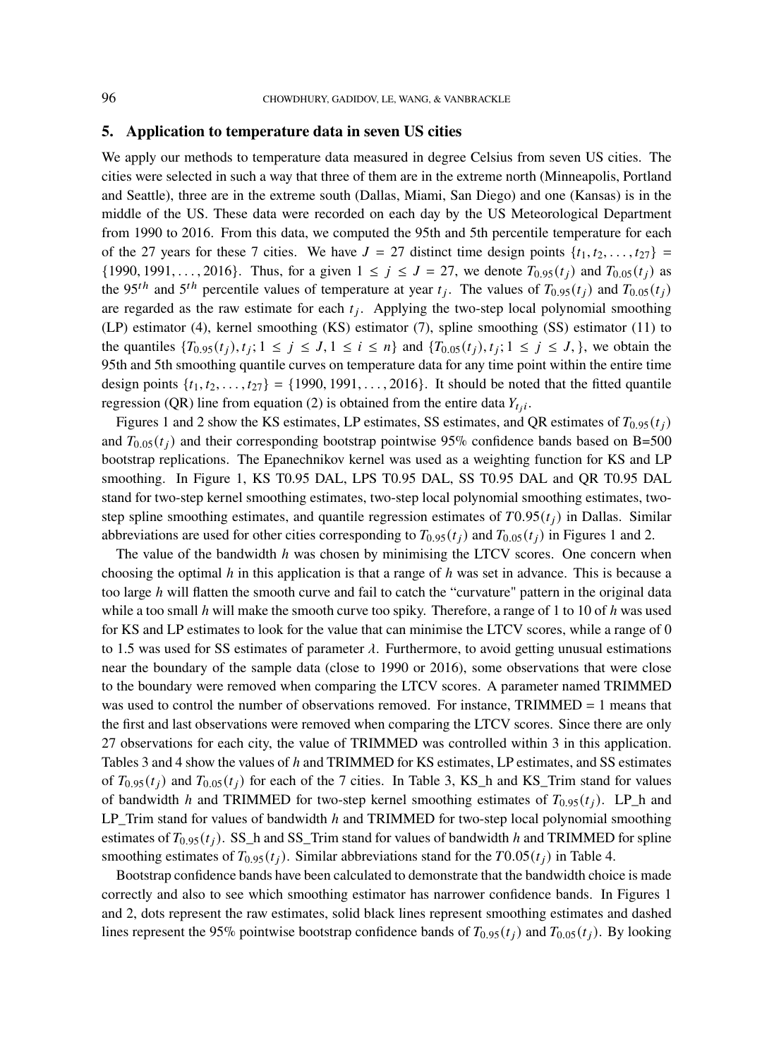## 5. Application to temperature data in seven US cities

We apply our methods to temperature data measured in degree Celsius from seven US cities. The cities were selected in such a way that three of them are in the extreme north (Minneapolis, Portland and Seattle), three are in the extreme south (Dallas, Miami, San Diego) and one (Kansas) is in the middle of the US. These data were recorded on each day by the US Meteorological Department from 1990 to 2016. From this data, we computed the 95th and 5th percentile temperature for each of the 27 years for these 7 cities. We have $J = 27$ distinct time design points $\{t_1, t_2, \ldots, t_{27}\} = \{1990, 1991, \ldots, 2016\}$. Thus, for a given $1 \le j \le J = 27$, we denote $T_{0.95}(t_j)$ and $T_{0.05}(t_j)$ as the $95^{th}$ and $5^{th}$ percentile values of temperature at year $t_j$. The values of $T_{0.95}(t_j)$ and $T_{0.05}(t_j)$ are regarded as the raw estimate for each $t_j$. Applying the two-step local polynomial smoothing (LP) estimator (4), kernel smoothing (KS) estimator (7), spline smoothing (SS) estimator (11) to the quantiles $\{T_{0.95}(t_j), t_j; 1 \le j \le J, 1 \le i \le n\}$ and $\{T_{0.05}(t_j), t_j; 1 \le j \le J, \}$, we obtain the 95th and 5th smoothing quantile curves on temperature data for any time point within the entire time design points $\{t_1, t_2, \ldots, t_{27}\} = \{1990, 1991, \ldots, 2016\}$. It should be noted that the fitted quantile regression (QR) line from equation (2) is obtained from the entire data $Y_{t_j i}$.

Figures 1 and 2 show the KS estimates, LP estimates, SS estimates, and QR estimates of $T_{0.95}(t_j)$ and $T_{0.05}(t_j)$ and their corresponding bootstrap pointwise 95% confidence bands based on B=500 bootstrap replications. The Epanechnikov kernel was used as a weighting function for KS and LP smoothing. In Figure 1, KS T0.95 DAL, LPS T0.95 DAL, SS T0.95 DAL and QR T0.95 DAL stand for two-step kernel smoothing estimates, two-step local polynomial smoothing estimates, two-step spline smoothing estimates, and quantile regression estimates of $T0.95(t_j)$ in Dallas. Similar abbreviations are used for other cities corresponding to $T_{0.95}(t_j)$ and $T_{0.05}(t_j)$ in Figures 1 and 2.

The value of the bandwidth $h$ was chosen by minimising the LTCV scores. One concern when choosing the optimal $h$ in this application is that a range of $h$ was set in advance. This is because a too large $h$ will flatten the smooth curve and fail to catch the "curvature" pattern in the original data while a too small $h$ will make the smooth curve too spiky. Therefore, a range of 1 to 10 of $h$ was used for KS and LP estimates to look for the value that can minimise the LTCV scores, while a range of 0 to 1.5 was used for SS estimates of parameter $\lambda$. Furthermore, to avoid getting unusual estimations near the boundary of the sample data (close to 1990 or 2016), some observations that were close to the boundary were removed when comparing the LTCV scores. A parameter named TRIMMED was used to control the number of observations removed. For instance, TRIMMED = 1 means that the first and last observations were removed when comparing the LTCV scores. Since there are only 27 observations for each city, the value of TRIMMED was controlled within 3 in this application. Tables 3 and 4 show the values of $h$ and TRIMMED for KS estimates, LP estimates, and SS estimates of $T_{0.95}(t_j)$ and $T_{0.05}(t_j)$ for each of the 7 cities. In Table 3, KS_h and KS_Trim stand for values of bandwidth $h$ and TRIMMED for two-step kernel smoothing estimates of $T_{0.95}(t_j)$. LP_h and LP_Trim stand for values of bandwidth $h$ and TRIMMED for two-step local polynomial smoothing estimates of $T_{0.95}(t_j)$. SS_h and SS_Trim stand for values of bandwidth $h$ and TRIMMED for spline smoothing estimates of $T_{0.95}(t_j)$. Similar abbreviations stand for the $T0.05(t_j)$ in Table 4.

Bootstrap confidence bands have been calculated to demonstrate that the bandwidth choice is made correctly and also to see which smoothing estimator has narrower confidence bands. In Figures 1 and 2, dots represent the raw estimates, solid black lines represent smoothing estimates and dashed lines represent the 95% pointwise bootstrap confidence bands of $T_{0.95}(t_j)$ and $T_{0.05}(t_j)$. By looking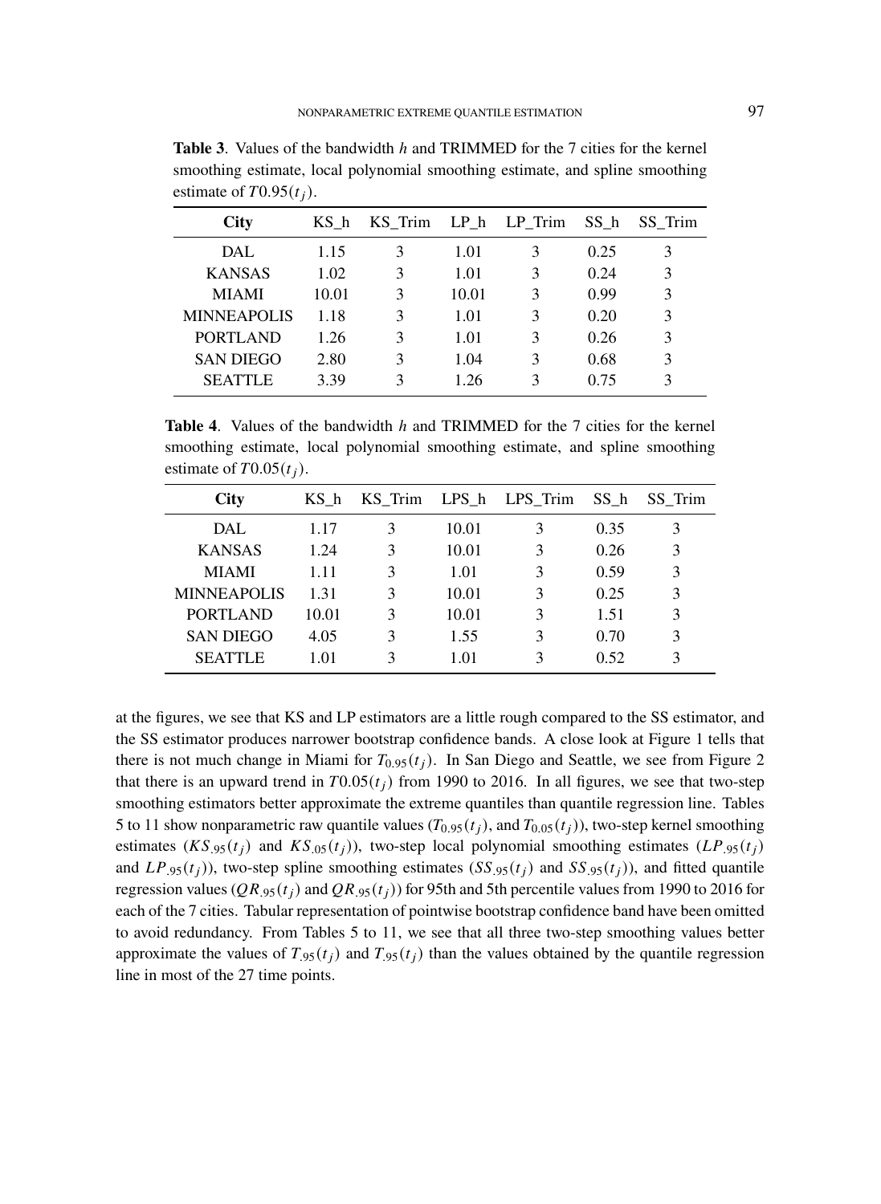**Table 3**. Values of the bandwidth $h$ and TRIMMED for the 7 cities for the kernel smoothing estimate, local polynomial smoothing estimate, and spline smoothing estimate of $T0.95(t_j)$.

| City | KS_h | KS_Trim | LP_h | LP_Trim | SS_h | SS_Trim |
|---|---|---|---|---|---|---|
| DAL | 1.15 | 3 | 1.01 | 3 | 0.25 | 3 |
| KANSAS | 1.02 | 3 | 1.01 | 3 | 0.24 | 3 |
| MIAMI | 10.01 | 3 | 10.01 | 3 | 0.99 | 3 |
| MINNEAPOLIS | 1.18 | 3 | 1.01 | 3 | 0.20 | 3 |
| PORTLAND | 1.26 | 3 | 1.01 | 3 | 0.26 | 3 |
| SAN DIEGO | 2.80 | 3 | 1.04 | 3 | 0.68 | 3 |
| SEATTLE | 3.39 | 3 | 1.26 | 3 | 0.75 | 3 |

**Table 4**. Values of the bandwidth $h$ and TRIMMED for the 7 cities for the kernel smoothing estimate, local polynomial smoothing estimate, and spline smoothing estimate of $T0.05(t_j)$.

| City | KS_h | KS_Trim | LPS_h | LPS_Trim | SS_h | SS_Trim |
|---|---|---|---|---|---|---|
| DAL | 1.17 | 3 | 10.01 | 3 | 0.35 | 3 |
| KANSAS | 1.24 | 3 | 10.01 | 3 | 0.26 | 3 |
| MIAMI | 1.11 | 3 | 1.01 | 3 | 0.59 | 3 |
| MINNEAPOLIS | 1.31 | 3 | 10.01 | 3 | 0.25 | 3 |
| PORTLAND | 10.01 | 3 | 10.01 | 3 | 1.51 | 3 |
| SAN DIEGO | 4.05 | 3 | 1.55 | 3 | 0.70 | 3 |
| SEATTLE | 1.01 | 3 | 1.01 | 3 | 0.52 | 3 |

at the figures, we see that KS and LP estimators are a little rough compared to the SS estimator, and the SS estimator produces narrower bootstrap confidence bands. A close look at Figure 1 tells that there is not much change in Miami for $T_{0.95}(t_j)$. In San Diego and Seattle, we see from Figure 2 that there is an upward trend in $T0.05(t_j)$ from 1990 to 2016. In all figures, we see that two-step smoothing estimators better approximate the extreme quantiles than quantile regression line. Tables 5 to 11 show nonparametric raw quantile values ($T_{0.95}(t_j)$, and $T_{0.05}(t_j)$), two-step kernel smoothing estimates ($KS_{.95}(t_j)$ and $KS_{.05}(t_j)$), two-step local polynomial smoothing estimates ($LP_{.95}(t_j)$ and $LP_{.95}(t_j)$), two-step spline smoothing estimates ($SS_{.95}(t_j)$ and $SS_{.95}(t_j)$), and fitted quantile regression values ($QR_{.95}(t_j)$ and $QR_{.95}(t_j)$) for 95th and 5th percentile values from 1990 to 2016 for each of the 7 cities. Tabular representation of pointwise bootstrap confidence band have been omitted to avoid redundancy. From Tables 5 to 11, we see that all three two-step smoothing values better approximate the values of $T_{.95}(t_j)$ and $T_{.95}(t_j)$ than the values obtained by the quantile regression line in most of the 27 time points.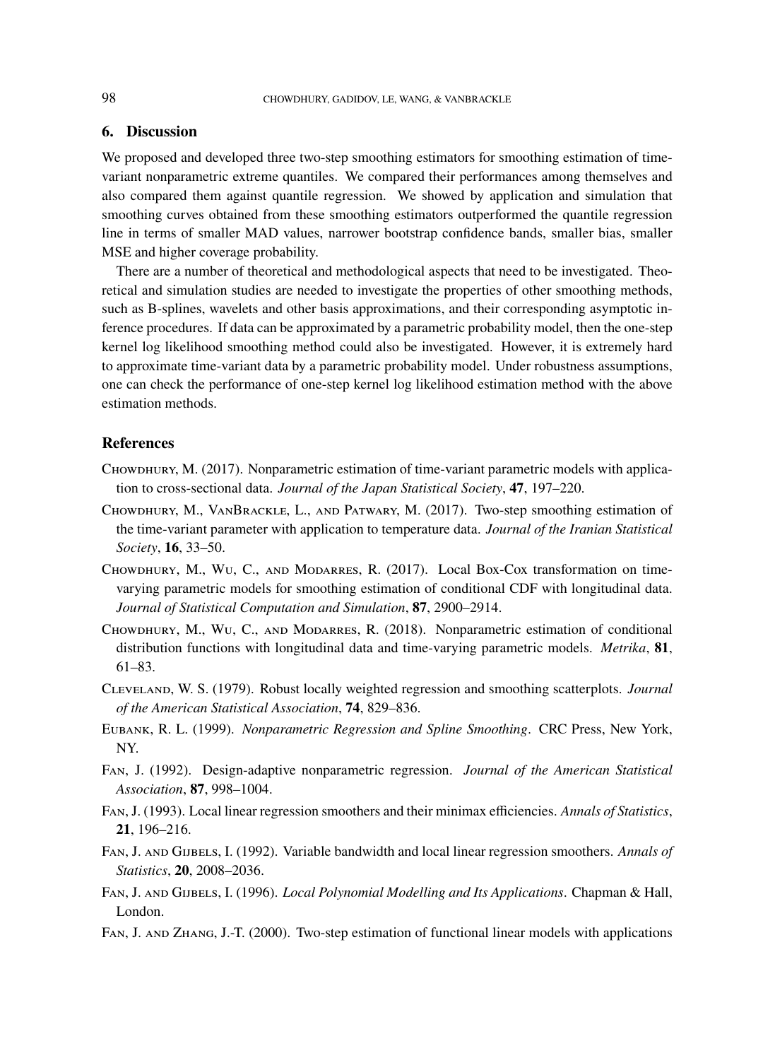## 6. Discussion

We proposed and developed three two-step smoothing estimators for smoothing estimation of time-variant nonparametric extreme quantiles. We compared their performances among themselves and also compared them against quantile regression. We showed by application and simulation that smoothing curves obtained from these smoothing estimators outperformed the quantile regression line in terms of smaller MAD values, narrower bootstrap confidence bands, smaller bias, smaller MSE and higher coverage probability.

There are a number of theoretical and methodological aspects that need to be investigated. Theoretical and simulation studies are needed to investigate the properties of other smoothing methods, such as B-splines, wavelets and other basis approximations, and their corresponding asymptotic inference procedures. If data can be approximated by a parametric probability model, then the one-step kernel log likelihood smoothing method could also be investigated. However, it is extremely hard to approximate time-variant data by a parametric probability model. Under robustness assumptions, one can check the performance of one-step kernel log likelihood estimation method with the above estimation methods.

## References

Chowdhury, M. (2017). Nonparametric estimation of time-variant parametric models with application to cross-sectional data. *Journal of the Japan Statistical Society*, **47**, 197–220.

Chowdhury, M., VanBrackle, L., and Patwary, M. (2017). Two-step smoothing estimation of the time-variant parameter with application to temperature data. *Journal of the Iranian Statistical Society*, **16**, 33–50.

Chowdhury, M., Wu, C., and Modarres, R. (2017). Local Box-Cox transformation on time-varying parametric models for smoothing estimation of conditional CDF with longitudinal data. *Journal of Statistical Computation and Simulation*, **87**, 2900–2914.

Chowdhury, M., Wu, C., and Modarres, R. (2018). Nonparametric estimation of conditional distribution functions with longitudinal data and time-varying parametric models. *Metrika*, **81**, 61–83.

Cleveland, W. S. (1979). Robust locally weighted regression and smoothing scatterplots. *Journal of the American Statistical Association*, **74**, 829–836.

Eubank, R. L. (1999). *Nonparametric Regression and Spline Smoothing*. CRC Press, New York, NY.

Fan, J. (1992). Design-adaptive nonparametric regression. *Journal of the American Statistical Association*, **87**, 998–1004.

Fan, J. (1993). Local linear regression smoothers and their minimax efficiencies. *Annals of Statistics*, **21**, 196–216.

Fan, J. and Gijbels, I. (1992). Variable bandwidth and local linear regression smoothers. *Annals of Statistics*, **20**, 2008–2036.

Fan, J. and Gijbels, I. (1996). *Local Polynomial Modelling and Its Applications*. Chapman & Hall, London.

Fan, J. and Zhang, J.-T. (2000). Two-step estimation of functional linear models with applications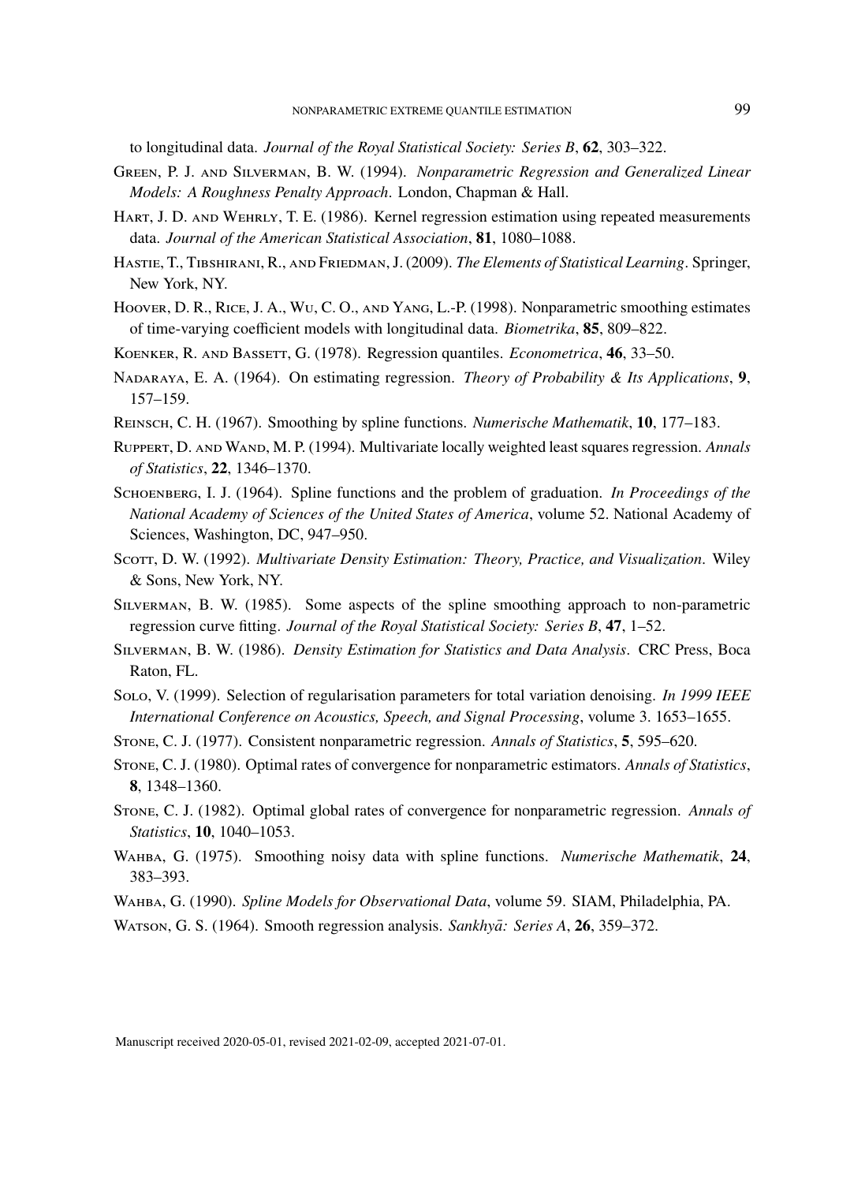to longitudinal data. *Journal of the Royal Statistical Society: Series B*, **62**, 303–322.

Green, P. J. and Silverman, B. W. (1994). *Nonparametric Regression and Generalized Linear Models: A Roughness Penalty Approach*. London, Chapman & Hall.

Hart, J. D. and Wehrly, T. E. (1986). Kernel regression estimation using repeated measurements data. *Journal of the American Statistical Association*, **81**, 1080–1088.

Hastie, T., Tibshirani, R., and Friedman, J. (2009). *The Elements of Statistical Learning*. Springer, New York, NY.

Hoover, D. R., Rice, J. A., Wu, C. O., and Yang, L.-P. (1998). Nonparametric smoothing estimates of time-varying coefficient models with longitudinal data. *Biometrika*, **85**, 809–822.

Koenker, R. and Bassett, G. (1978). Regression quantiles. *Econometrica*, **46**, 33–50.

Nadaraya, E. A. (1964). On estimating regression. *Theory of Probability & Its Applications*, **9**, 157–159.

Reinsch, C. H. (1967). Smoothing by spline functions. *Numerische Mathematik*, **10**, 177–183.

Ruppert, D. and Wand, M. P. (1994). Multivariate locally weighted least squares regression. *Annals of Statistics*, **22**, 1346–1370.

Schoenberg, I. J. (1964). Spline functions and the problem of graduation. *In Proceedings of the National Academy of Sciences of the United States of America*, volume 52. National Academy of Sciences, Washington, DC, 947–950.

Scott, D. W. (1992). *Multivariate Density Estimation: Theory, Practice, and Visualization*. Wiley & Sons, New York, NY.

Silverman, B. W. (1985). Some aspects of the spline smoothing approach to non-parametric regression curve fitting. *Journal of the Royal Statistical Society: Series B*, **47**, 1–52.

Silverman, B. W. (1986). *Density Estimation for Statistics and Data Analysis*. CRC Press, Boca Raton, FL.

Solo, V. (1999). Selection of regularisation parameters for total variation denoising. *In 1999 IEEE International Conference on Acoustics, Speech, and Signal Processing*, volume 3. 1653–1655.

Stone, C. J. (1977). Consistent nonparametric regression. *Annals of Statistics*, **5**, 595–620.

Stone, C. J. (1980). Optimal rates of convergence for nonparametric estimators. *Annals of Statistics*, **8**, 1348–1360.

Stone, C. J. (1982). Optimal global rates of convergence for nonparametric regression. *Annals of Statistics*, **10**, 1040–1053.

Wahba, G. (1975). Smoothing noisy data with spline functions. *Numerische Mathematik*, **24**, 383–393.

Wahba, G. (1990). *Spline Models for Observational Data*, volume 59. SIAM, Philadelphia, PA.

Watson, G. S. (1964). Smooth regression analysis. *Sankhyā: Series A*, **26**, 359–372.

Manuscript received 2020-05-01, revised 2021-02-09, accepted 2021-07-01.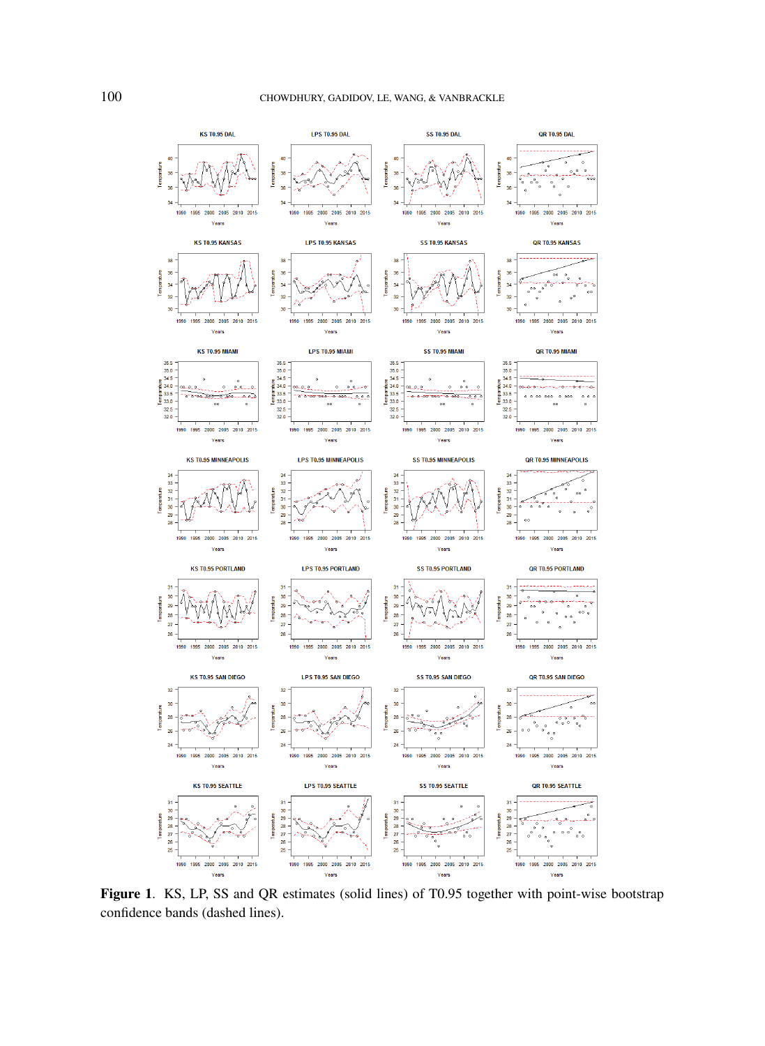**Figure 1**. KS, LP, SS and QR estimates (solid lines) of T0.95 together with point-wise bootstrap confidence bands (dashed lines).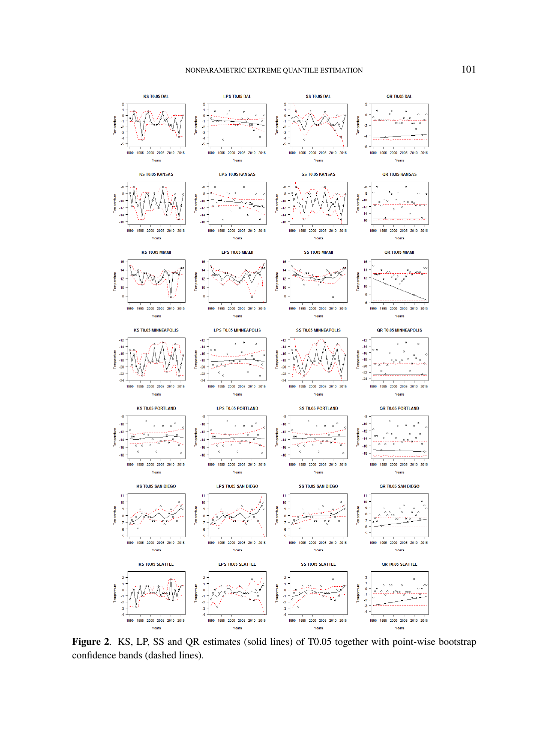**Figure 2.** KS, LP, SS and QR estimates (solid lines) of T0.05 together with point-wise bootstrap confidence bands (dashed lines).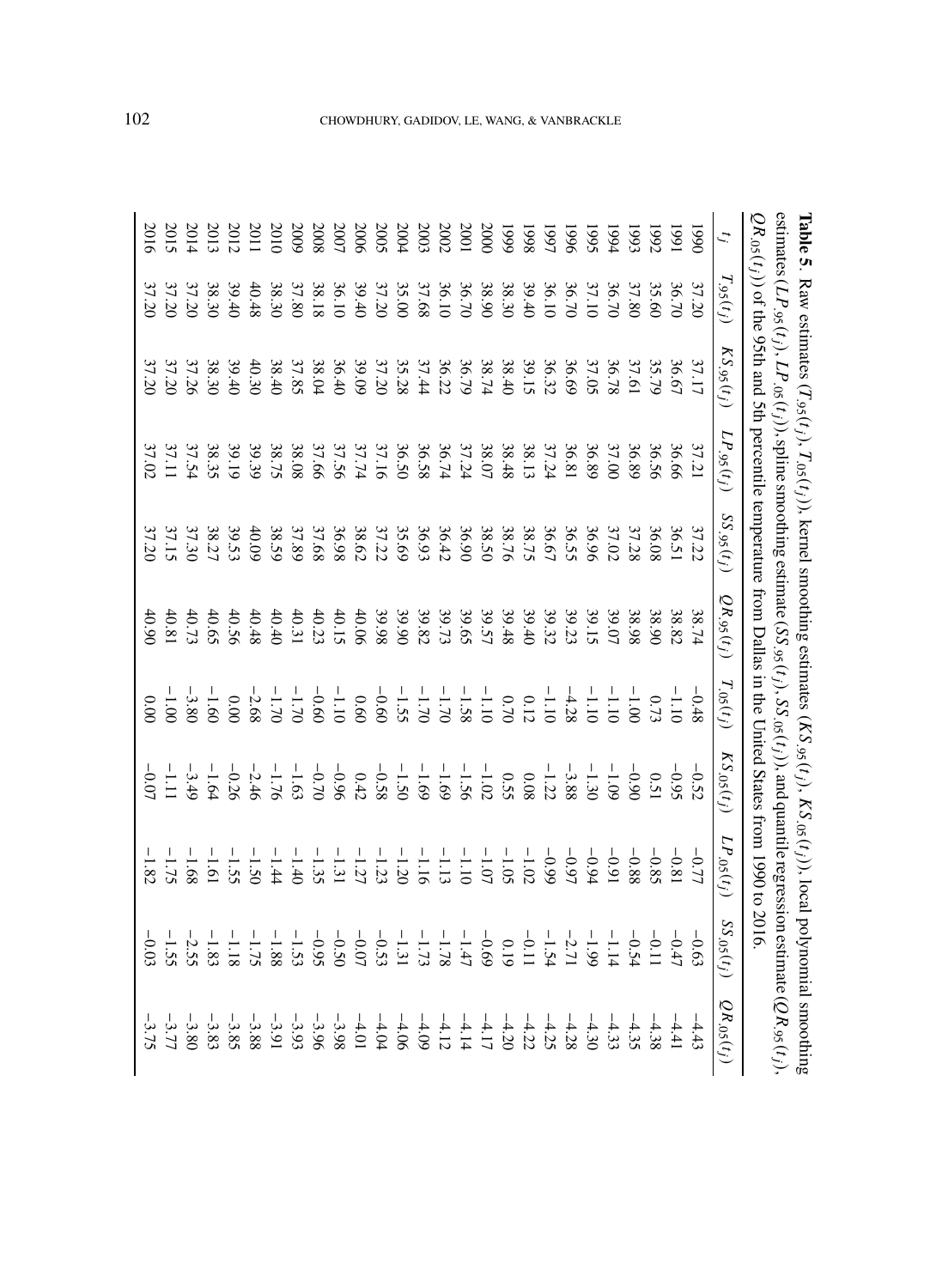**Table 5**. Raw estimates ($T_{.95}(t_j)$, $T_{.05}(t_j)$), kernel smoothing estimates ($KS_{.95}(t_j)$, $KS_{.05}(t_j)$), local polynomial smoothing estimates ($LP_{.95}(t_j)$, $LP_{.05}(t_j)$), spline smoothing estimate ($SS_{.95}(t_j)$, $SS_{.05}(t_j)$), and quantile regression estimate ($QR_{.95}(t_j)$, $QR_{.05}(t_j)$) of the 95th and 5th percentile temperature from Dallas in the United States from 1990 to 2016.

| $t_j$ | $T_{.95}(t_j)$ | $KS_{.95}(t_j)$ | $LP_{.95}(t_j)$ | $SS_{.95}(t_j)$ | $QR_{.95}(t_j)$ | $T_{.05}(t_j)$ | $KS_{.05}(t_j)$ | $LP_{.05}(t_j)$ | $SS_{.05}(t_j)$ | $QR_{.05}(t_j)$ |
|---|---|---|---|---|---|---|---|---|---|---|
| 1990 | 37.20 | 37.17 | 37.21 | 37.22 | 38.74 | −0.48 | −0.52 | −0.77 | −0.63 | −4.43 |
| 1991 | 36.70 | 36.67 | 36.66 | 36.51 | 38.82 | −1.10 | −0.95 | −0.81 | −0.47 | −4.41 |
| 1992 | 35.60 | 35.79 | 36.56 | 36.08 | 38.90 | 0.73 | 0.51 | −0.85 | −0.11 | −4.38 |
| 1993 | 37.80 | 37.61 | 36.89 | 37.28 | 38.98 | −1.00 | −0.90 | −0.88 | −0.54 | −4.35 |
| 1994 | 36.70 | 36.78 | 37.00 | 37.02 | 39.07 | −1.10 | −1.09 | −0.91 | −1.14 | −4.33 |
| 1995 | 37.10 | 37.05 | 36.89 | 36.96 | 39.15 | −1.10 | −1.30 | −0.94 | −1.99 | −4.30 |
| 1996 | 36.70 | 36.69 | 36.81 | 36.55 | 39.23 | −4.28 | −3.88 | −0.97 | −2.71 | −4.28 |
| 1997 | 36.10 | 36.32 | 37.24 | 36.67 | 39.32 | −1.10 | −1.22 | −0.99 | −1.54 | −4.25 |
| 1998 | 39.40 | 39.15 | 38.13 | 38.75 | 39.40 | 0.12 | 0.08 | −1.02 | −0.11 | −4.22 |
| 1999 | 38.30 | 38.40 | 38.48 | 38.76 | 39.48 | 0.70 | 0.55 | −1.05 | 0.19 | −4.20 |
| 2000 | 38.90 | 38.74 | 38.07 | 38.50 | 39.57 | −1.10 | −1.02 | −1.07 | −0.69 | −4.17 |
| 2001 | 36.70 | 36.79 | 37.24 | 36.90 | 39.65 | −1.58 | −1.56 | −1.10 | −1.47 | −4.14 |
| 2002 | 36.10 | 36.22 | 36.74 | 36.42 | 39.73 | −1.70 | −1.69 | −1.13 | −1.78 | −4.12 |
| 2003 | 37.68 | 37.44 | 36.58 | 36.93 | 39.82 | −1.70 | −1.69 | −1.16 | −1.73 | −4.09 |
| 2004 | 35.00 | 35.28 | 36.50 | 35.69 | 39.90 | −1.55 | −1.50 | −1.20 | −1.31 | −4.06 |
| 2005 | 37.20 | 37.20 | 37.16 | 37.22 | 39.98 | −0.60 | −0.58 | −1.23 | −0.53 | −4.04 |
| 2006 | 39.40 | 39.09 | 37.74 | 38.62 | 40.06 | 0.60 | 0.42 | −1.27 | −0.07 | −4.01 |
| 2007 | 36.10 | 36.40 | 37.56 | 36.98 | 40.15 | −1.10 | −0.96 | −1.31 | −0.50 | −3.98 |
| 2008 | 38.18 | 38.04 | 37.66 | 37.68 | 40.23 | −0.60 | −0.70 | −1.35 | −0.95 | −3.96 |
| 2009 | 37.80 | 37.85 | 38.08 | 37.89 | 40.31 | −1.70 | −1.63 | −1.40 | −1.53 | −3.93 |
| 2010 | 38.30 | 38.40 | 38.75 | 38.59 | 40.40 | −1.70 | −1.76 | −1.44 | −1.88 | −3.91 |
| 2011 | 40.48 | 40.30 | 39.39 | 40.09 | 40.48 | −2.68 | −2.46 | −1.50 | −1.75 | −3.88 |
| 2012 | 39.40 | 39.40 | 39.19 | 39.53 | 40.56 | 0.00 | −0.26 | −1.55 | −1.18 | −3.85 |
| 2013 | 38.30 | 38.30 | 38.35 | 38.27 | 40.65 | −1.60 | −1.64 | −1.61 | −1.83 | −3.83 |
| 2014 | 37.20 | 37.26 | 37.54 | 37.30 | 40.73 | −3.80 | −3.49 | −1.68 | −2.55 | −3.80 |
| 2015 | 37.20 | 37.20 | 37.11 | 37.15 | 40.81 | −1.00 | −1.11 | −1.75 | −1.55 | −3.77 |
| 2016 | 37.20 | 37.20 | 37.02 | 37.20 | 40.90 | 0.00 | −0.07 | −1.82 | −0.03 | −3.75 |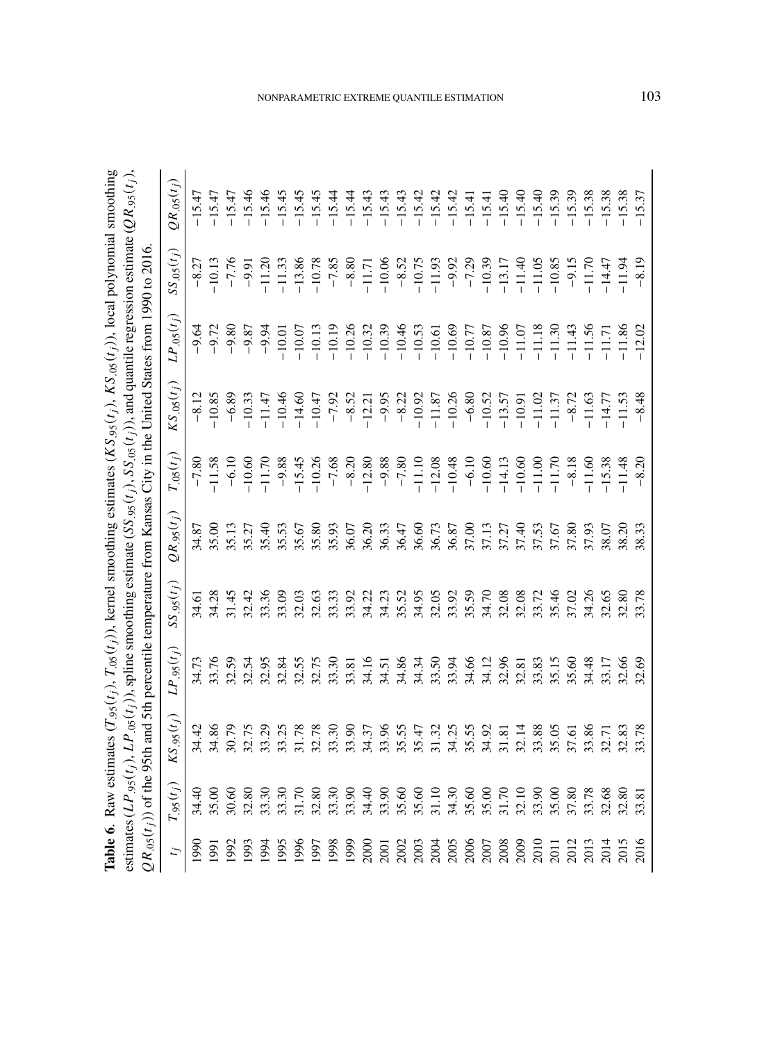**Table 6**. Raw estimates ($T_{.95}(t_j)$, $T_{.05}(t_j)$), kernel smoothing estimates ($KS_{.95}(t_j)$, $KS_{.05}(t_j)$), local polynomial smoothing estimates ($LP_{.95}(t_j)$, $LP_{.05}(t_j)$), spline smoothing estimate ($SS_{.95}(t_j)$, $SS_{.05}(t_j)$), and quantile regression estimate ($QR_{.95}(t_j)$, $QR_{.05}(t_j)$) of the 95th and 5th percentile temperature from Kansas City in the United States from 1990 to 2016.

| $t_j$ | $T_{.95}(t_j)$ | $KS_{.95}(t_j)$ | $LP_{.95}(t_j)$ | $SS_{.95}(t_j)$ | $QR_{.95}(t_j)$ | $T_{.05}(t_j)$ | $KS_{.05}(t_j)$ | $LP_{.05}(t_j)$ | $SS_{.05}(t_j)$ | $QR_{.05}(t_j)$ |
|---|---|---|---|---|---|---|---|---|---|---|
| 1990 | 34.40 | 34.42 | 34.73 | 34.61 | 34.87 | −7.80 | −8.12 | −9.64 | −8.27 | −15.47 |
| 1991 | 35.00 | 34.86 | 33.76 | 34.28 | 35.00 | −11.58 | −10.85 | −9.72 | −10.13 | −15.47 |
| 1992 | 30.60 | 30.79 | 32.59 | 31.45 | 35.13 | −6.10 | −6.89 | −9.80 | −7.76 | −15.47 |
| 1993 | 32.80 | 32.75 | 32.54 | 32.42 | 35.27 | −10.60 | −10.33 | −9.87 | −9.91 | −15.46 |
| 1994 | 33.30 | 33.29 | 32.95 | 33.36 | 35.40 | −11.70 | −11.47 | −9.94 | −11.20 | −15.46 |
| 1995 | 33.30 | 33.25 | 32.84 | 33.09 | 35.53 | −9.88 | −10.46 | −10.01 | −11.33 | −15.45 |
| 1996 | 31.70 | 31.78 | 32.55 | 32.03 | 35.67 | −15.45 | −14.60 | −10.07 | −13.86 | −15.45 |
| 1997 | 32.80 | 32.78 | 32.75 | 32.63 | 35.80 | −10.26 | −10.47 | −10.13 | −10.78 | −15.45 |
| 1998 | 33.30 | 33.30 | 33.30 | 33.33 | 35.93 | −7.68 | −7.92 | −10.19 | −7.85 | −15.44 |
| 1999 | 33.90 | 33.90 | 33.81 | 33.92 | 36.07 | −8.20 | −8.52 | −10.26 | −8.80 | −15.44 |
| 2000 | 34.40 | 34.37 | 34.16 | 34.22 | 36.20 | −12.80 | −12.21 | −10.32 | −11.71 | −15.43 |
| 2001 | 33.90 | 33.96 | 34.51 | 34.23 | 36.33 | −9.88 | −9.95 | −10.39 | −10.06 | −15.43 |
| 2002 | 35.60 | 35.55 | 34.86 | 35.52 | 36.47 | −7.80 | −8.22 | −10.46 | −8.52 | −15.43 |
| 2003 | 35.60 | 35.47 | 34.34 | 34.95 | 36.60 | −11.10 | −10.92 | −10.53 | −10.75 | −15.42 |
| 2004 | 31.10 | 31.32 | 33.50 | 32.05 | 36.73 | −12.08 | −11.87 | −10.61 | −11.93 | −15.42 |
| 2005 | 34.30 | 34.25 | 33.94 | 33.92 | 36.87 | −10.48 | −10.26 | −10.69 | −9.92 | −15.42 |
| 2006 | 35.60 | 35.55 | 34.66 | 35.59 | 37.00 | −6.10 | −6.80 | −10.77 | −7.29 | −15.41 |
| 2007 | 35.00 | 34.92 | 34.12 | 34.70 | 37.13 | −10.60 | −10.52 | −10.87 | −10.39 | −15.41 |
| 2008 | 31.70 | 31.81 | 32.96 | 32.08 | 37.27 | −14.13 | −13.57 | −10.96 | −13.17 | −15.40 |
| 2009 | 32.10 | 32.14 | 32.81 | 32.08 | 37.40 | −10.60 | −10.91 | −11.07 | −11.40 | −15.40 |
| 2010 | 33.90 | 33.88 | 33.83 | 33.72 | 37.53 | −11.00 | −11.02 | −11.18 | −11.05 | −15.40 |
| 2011 | 35.00 | 35.05 | 35.15 | 35.46 | 37.67 | −11.70 | −11.37 | −11.30 | −10.85 | −15.39 |
| 2012 | 37.80 | 37.61 | 35.60 | 37.02 | 37.80 | −8.18 | −8.72 | −11.43 | −9.15 | −15.39 |
| 2013 | 33.78 | 33.86 | 34.48 | 34.26 | 37.93 | −11.60 | −11.63 | −11.56 | −11.70 | −15.38 |
| 2014 | 32.68 | 32.71 | 33.17 | 32.65 | 38.07 | −15.38 | −14.77 | −11.71 | −14.47 | −15.38 |
| 2015 | 32.80 | 32.83 | 32.66 | 32.80 | 38.20 | −11.48 | −11.53 | −11.86 | −11.94 | −15.38 |
| 2016 | 33.81 | 33.78 | 32.69 | 33.78 | 38.33 | −8.20 | −8.48 | −12.02 | −8.19 | −15.37 |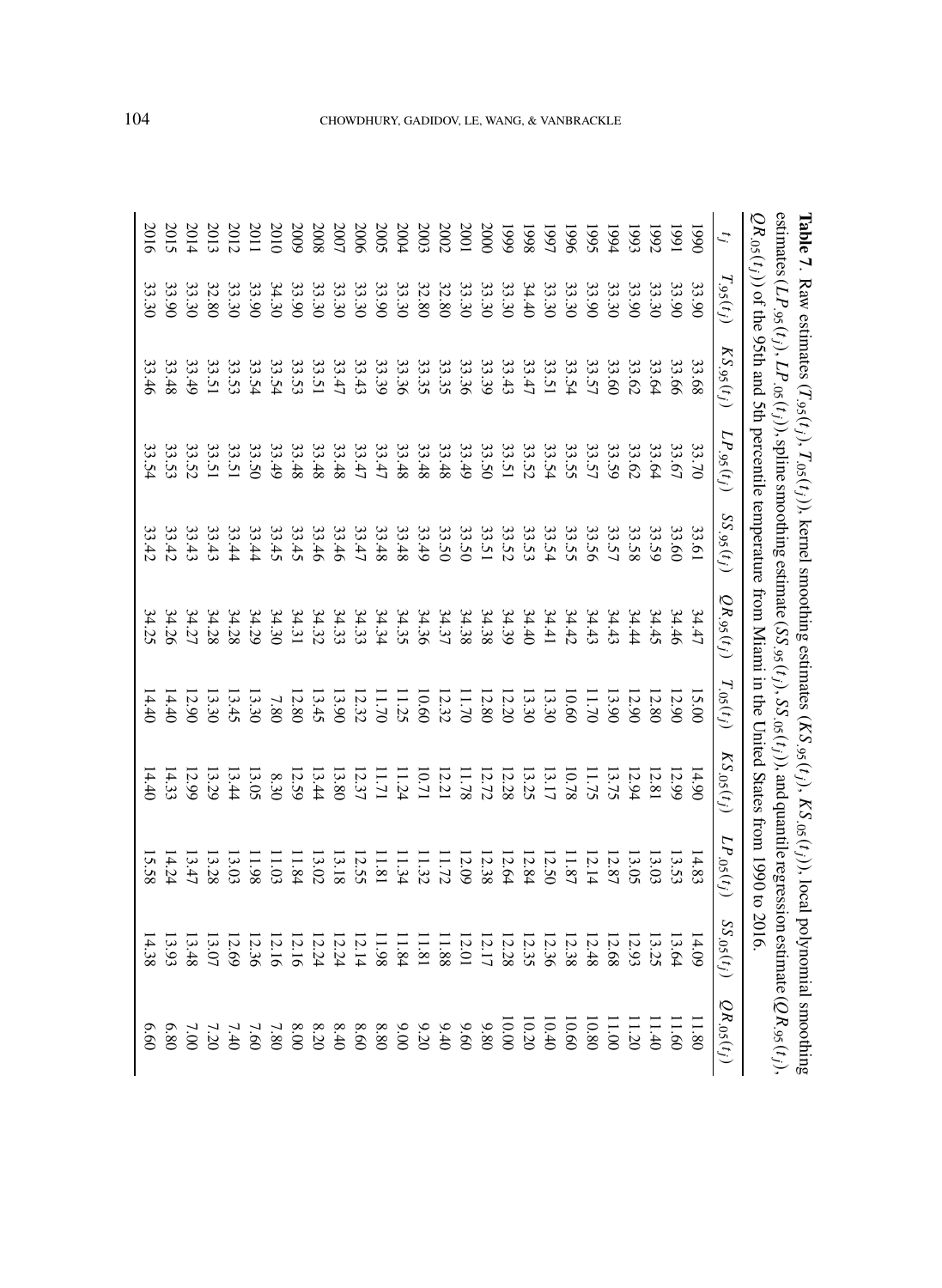**Table 7.** Raw estimates ($T_{.95}(t_j)$, $T_{.05}(t_j)$), kernel smoothing estimates ($KS_{.95}(t_j)$, $KS_{.05}(t_j)$), local polynomial smoothing estimates ($LP_{.95}(t_j)$, $LP_{.05}(t_j)$), spline smoothing estimate ($SS_{.95}(t_j)$, $SS_{.05}(t_j)$), and quantile regression estimate ($QR_{.95}(t_j)$, $QR_{.05}(t_j)$) of the 95th and 5th percentile temperature from Miami in the United States from 1990 to 2016.

| $t_j$ | $T_{.95}(t_j)$ | $KS_{.95}(t_j)$ | $LP_{.95}(t_j)$ | $SS_{.95}(t_j)$ | $QR_{.95}(t_j)$ | $T_{.05}(t_j)$ | $KS_{.05}(t_j)$ | $LP_{.05}(t_j)$ | $SS_{.05}(t_j)$ | $QR_{.05}(t_j)$ |
|---|---|---|---|---|---|---|---|---|---|---|
| 1990 | 33.90 | 33.68 | 33.70 | 33.61 | 34.47 | 15.00 | 14.90 | 14.83 | 14.09 | 11.80 |
| 1991 | 33.90 | 33.66 | 33.67 | 33.60 | 34.46 | 12.90 | 12.99 | 13.53 | 13.64 | 11.60 |
| 1992 | 33.30 | 33.64 | 33.64 | 33.59 | 34.45 | 12.80 | 12.81 | 13.03 | 13.25 | 11.40 |
| 1993 | 33.90 | 33.62 | 33.62 | 33.58 | 34.44 | 12.90 | 12.94 | 13.05 | 12.93 | 11.20 |
| 1994 | 33.30 | 33.60 | 33.59 | 33.57 | 34.43 | 13.90 | 13.75 | 12.87 | 12.68 | 11.00 |
| 1995 | 33.90 | 33.57 | 33.57 | 33.56 | 34.43 | 11.70 | 11.75 | 12.14 | 12.48 | 10.80 |
| 1996 | 33.30 | 33.54 | 33.55 | 33.55 | 34.42 | 10.60 | 10.78 | 11.87 | 12.38 | 10.60 |
| 1997 | 33.30 | 33.51 | 33.54 | 33.54 | 34.41 | 13.30 | 13.17 | 12.50 | 12.36 | 10.40 |
| 1998 | 34.40 | 33.47 | 33.52 | 33.53 | 34.40 | 13.30 | 13.25 | 12.84 | 12.35 | 10.20 |
| 1999 | 33.30 | 33.43 | 33.51 | 33.52 | 34.39 | 12.20 | 12.28 | 12.64 | 12.28 | 10.00 |
| 2000 | 33.30 | 33.39 | 33.50 | 33.51 | 34.38 | 12.80 | 12.72 | 12.38 | 12.17 | 9.80 |
| 2001 | 33.30 | 33.36 | 33.49 | 33.50 | 34.38 | 11.70 | 11.78 | 12.09 | 12.01 | 9.60 |
| 2002 | 32.80 | 33.35 | 33.48 | 33.50 | 34.37 | 12.32 | 12.21 | 11.72 | 11.88 | 9.40 |
| 2003 | 32.80 | 33.35 | 33.48 | 33.49 | 34.36 | 10.60 | 10.71 | 11.32 | 11.81 | 9.20 |
| 2004 | 33.30 | 33.36 | 33.48 | 33.48 | 34.35 | 11.25 | 11.24 | 11.34 | 11.84 | 9.00 |
| 2005 | 33.90 | 33.39 | 33.47 | 33.48 | 34.34 | 11.70 | 11.71 | 11.81 | 11.98 | 8.80 |
| 2006 | 33.30 | 33.43 | 33.47 | 33.47 | 34.33 | 12.32 | 12.37 | 12.55 | 12.14 | 8.60 |
| 2007 | 33.30 | 33.47 | 33.48 | 33.46 | 34.33 | 13.90 | 13.80 | 13.18 | 12.24 | 8.40 |
| 2008 | 33.30 | 33.51 | 33.48 | 33.46 | 34.32 | 13.45 | 13.44 | 13.02 | 12.24 | 8.20 |
| 2009 | 33.90 | 33.53 | 33.48 | 33.45 | 34.31 | 12.80 | 12.59 | 11.84 | 12.16 | 8.00 |
| 2010 | 34.30 | 33.54 | 33.49 | 33.45 | 34.30 | 7.80 | 8.30 | 11.03 | 12.16 | 7.80 |
| 2011 | 33.90 | 33.54 | 33.50 | 33.44 | 34.29 | 13.30 | 13.05 | 11.98 | 12.36 | 7.60 |
| 2012 | 33.30 | 33.53 | 33.51 | 33.44 | 34.28 | 13.45 | 13.44 | 13.03 | 12.69 | 7.40 |
| 2013 | 32.80 | 33.51 | 33.51 | 33.43 | 34.28 | 13.30 | 13.29 | 13.28 | 13.07 | 7.20 |
| 2014 | 33.30 | 33.49 | 33.52 | 33.43 | 34.27 | 12.90 | 12.99 | 13.47 | 13.48 | 7.00 |
| 2015 | 33.90 | 33.48 | 33.53 | 33.42 | 34.26 | 14.40 | 14.33 | 14.24 | 13.93 | 6.80 |
| 2016 | 33.30 | 33.46 | 33.54 | 33.42 | 34.25 | 14.40 | 14.40 | 15.58 | 14.38 | 6.60 |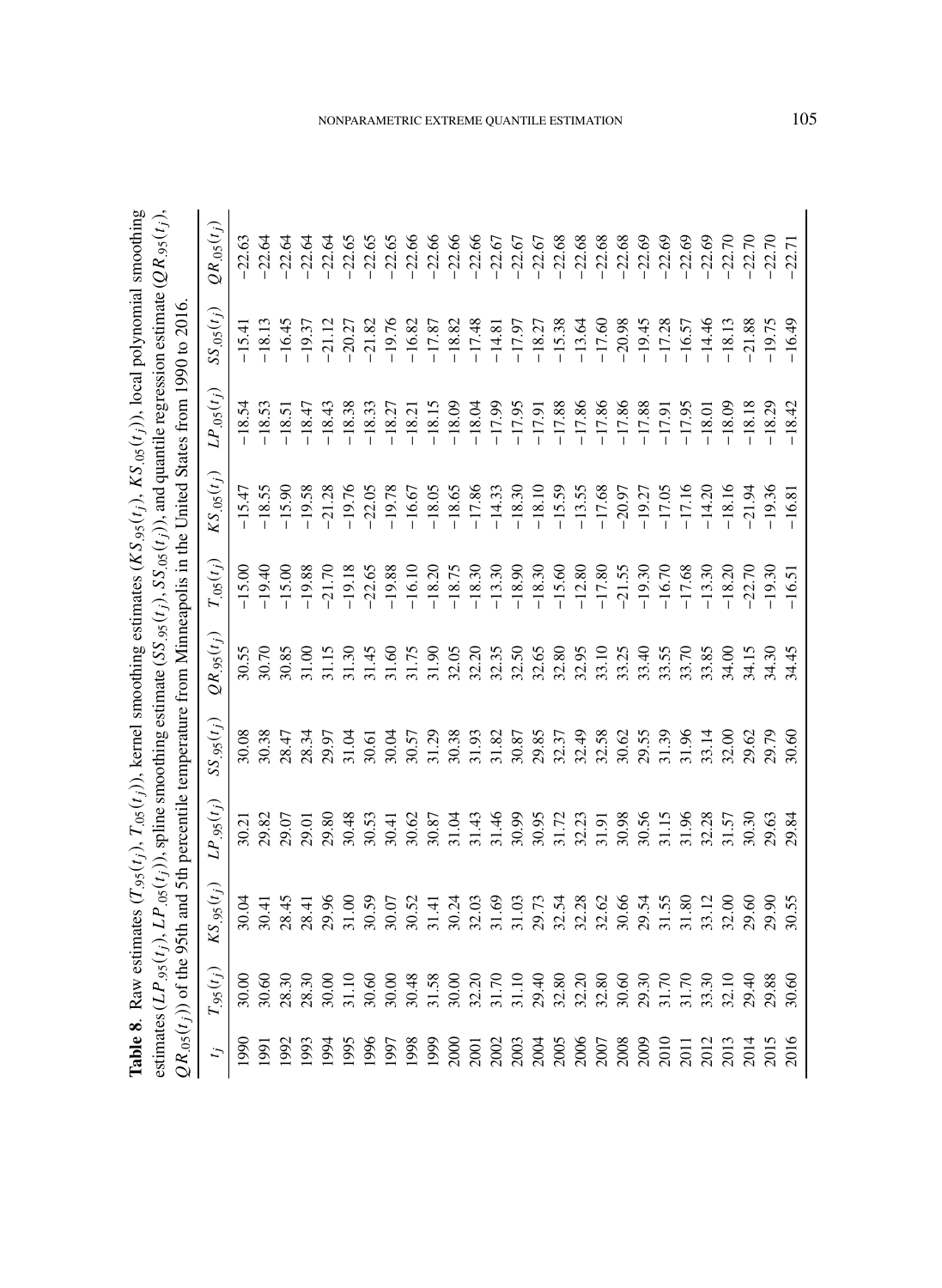**Table 8**. Raw estimates ($T_{.95}(t_j)$, $T_{.05}(t_j)$), kernel smoothing estimates ($KS_{.95}(t_j)$, $KS_{.05}(t_j)$), local polynomial smoothing estimates ($LP_{.95}(t_j)$, $LP_{.05}(t_j)$), spline smoothing estimate ($SS_{.95}(t_j)$, $SS_{.05}(t_j)$), and quantile regression estimate ($QR_{.95}(t_j)$, $QR_{.05}(t_j)$) of the 95th and 5th percentile temperature from Minneapolis in the United States from 1990 to 2016.

| $t_j$ | $T_{.95}(t_j)$ | $KS_{.95}(t_j)$ | $LP_{.95}(t_j)$ | $SS_{.95}(t_j)$ | $QR_{.95}(t_j)$ | $T_{.05}(t_j)$ | $KS_{.05}(t_j)$ | $LP_{.05}(t_j)$ | $SS_{.05}(t_j)$ | $QR_{.05}(t_j)$ |
|---|---|---|---|---|---|---|---|---|---|---|
| 1990 | 30.00 | 30.04 | 30.21 | 30.08 | 30.55 | −15.00 | −15.47 | −18.54 | −15.41 | −22.63 |
| 1991 | 30.60 | 30.41 | 29.82 | 30.38 | 30.70 | −19.40 | −18.55 | −18.53 | −18.13 | −22.64 |
| 1992 | 28.30 | 28.45 | 29.07 | 28.47 | 30.85 | −15.00 | −15.90 | −18.51 | −16.45 | −22.64 |
| 1993 | 28.30 | 28.41 | 29.01 | 28.34 | 31.00 | −19.88 | −19.58 | −18.47 | −19.37 | −22.64 |
| 1994 | 30.00 | 29.96 | 29.80 | 29.97 | 31.15 | −21.70 | −21.28 | −18.43 | −21.12 | −22.64 |
| 1995 | 31.10 | 31.00 | 30.48 | 31.04 | 31.30 | −19.18 | −19.76 | −18.38 | −20.27 | −22.65 |
| 1996 | 30.60 | 30.59 | 30.53 | 30.61 | 31.45 | −22.65 | −22.05 | −18.33 | −21.82 | −22.65 |
| 1997 | 30.00 | 30.07 | 30.41 | 30.04 | 31.60 | −19.88 | −19.78 | −18.27 | −19.76 | −22.65 |
| 1998 | 30.48 | 30.52 | 30.62 | 30.57 | 31.75 | −16.10 | −16.67 | −18.21 | −16.82 | −22.66 |
| 1999 | 31.58 | 31.41 | 30.87 | 31.29 | 31.90 | −18.20 | −18.05 | −18.15 | −17.87 | −22.66 |
| 2000 | 30.00 | 30.24 | 31.04 | 30.38 | 32.05 | −18.75 | −18.65 | −18.09 | −18.82 | −22.66 |
| 2001 | 32.20 | 32.03 | 31.43 | 31.93 | 32.20 | −18.30 | −17.86 | −18.04 | −17.48 | −22.66 |
| 2002 | 31.70 | 31.69 | 31.46 | 31.82 | 32.35 | −13.30 | −14.33 | −17.99 | −14.81 | −22.67 |
| 2003 | 31.10 | 31.03 | 30.99 | 30.87 | 32.50 | −18.90 | −18.30 | −17.95 | −17.97 | −22.67 |
| 2004 | 29.40 | 29.73 | 30.95 | 29.85 | 32.65 | −18.30 | −18.10 | −17.91 | −18.27 | −22.67 |
| 2005 | 32.80 | 32.54 | 31.72 | 32.37 | 32.80 | −15.60 | −15.59 | −17.88 | −15.38 | −22.68 |
| 2006 | 32.20 | 32.28 | 32.23 | 32.49 | 32.95 | −12.80 | −13.55 | −17.86 | −13.64 | −22.68 |
| 2007 | 32.80 | 32.62 | 31.91 | 32.58 | 33.10 | −17.80 | −17.68 | −17.86 | −17.60 | −22.68 |
| 2008 | 30.60 | 30.66 | 30.98 | 30.62 | 33.25 | −21.55 | −20.97 | −17.86 | −20.98 | −22.68 |
| 2009 | 29.30 | 29.54 | 30.56 | 29.55 | 33.40 | −19.30 | −19.27 | −17.88 | −19.45 | −22.69 |
| 2010 | 31.70 | 31.55 | 31.15 | 31.39 | 33.55 | −16.70 | −17.05 | −17.91 | −17.28 | −22.69 |
| 2011 | 31.70 | 31.80 | 31.96 | 31.96 | 33.70 | −17.68 | −17.16 | −17.95 | −16.57 | −22.69 |
| 2012 | 33.30 | 33.12 | 32.28 | 33.14 | 33.85 | −13.30 | −14.20 | −18.01 | −14.46 | −22.69 |
| 2013 | 32.10 | 32.00 | 31.57 | 32.00 | 34.00 | −18.20 | −18.16 | −18.09 | −18.13 | −22.70 |
| 2014 | 29.40 | 29.60 | 30.30 | 29.62 | 34.15 | −22.70 | −21.94 | −18.18 | −21.88 | −22.70 |
| 2015 | 29.88 | 29.90 | 29.63 | 29.79 | 34.30 | −19.30 | −19.36 | −18.29 | −19.75 | −22.70 |
| 2016 | 30.60 | 30.55 | 29.84 | 30.60 | 34.45 | −16.51 | −16.81 | −18.42 | −16.49 | −22.71 |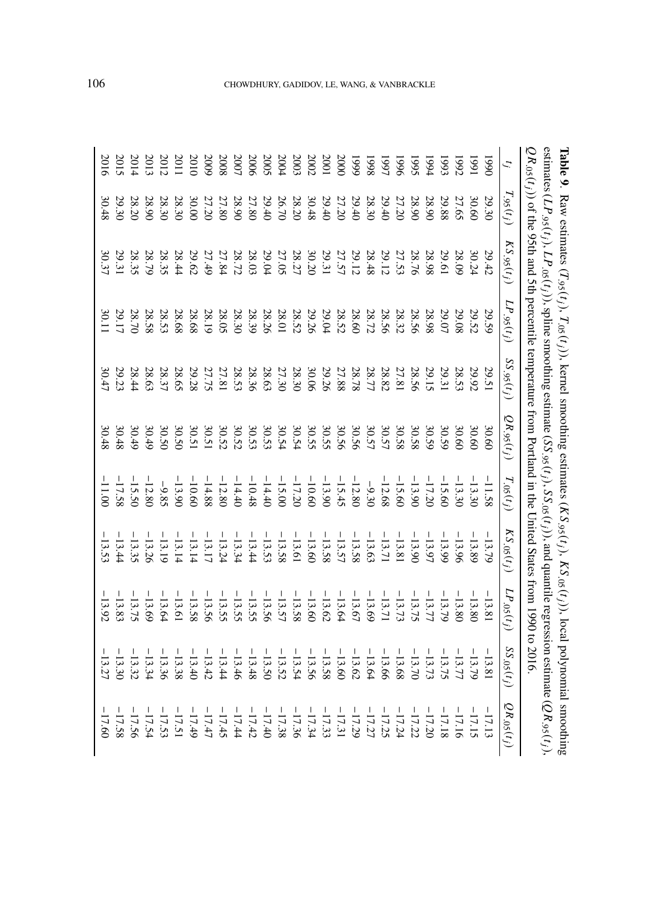**Table 9.** Raw estimates ($T_{.95}(t_j)$, $T_{.05}(t_j)$), kernel smoothing estimates ($KS_{.95}(t_j)$, $KS_{.05}(t_j)$), local polynomial smoothing estimates ($LP_{.95}(t_j)$, $LP_{.05}(t_j)$), spline smoothing estimate ($SS_{.95}(t_j)$, $SS_{.05}(t_j)$), and quantile regression estimate ($QR_{.95}(t_j)$, $QR_{.05}(t_j)$) of the 95th and 5th percentile temperature from Portland in the United States from 1990 to 2016.

| $t_j$ | $T_{.95}(t_j)$ | $KS_{.95}(t_j)$ | $LP_{.95}(t_j)$ | $SS_{.95}(t_j)$ | $QR_{.95}(t_j)$ | $T_{.05}(t_j)$ | $KS_{.05}(t_j)$ | $LP_{.05}(t_j)$ | $SS_{.05}(t_j)$ | $QR_{.05}(t_j)$ |
|---|---|---|---|---|---|---|---|---|---|---|
| 1990 | 29.30 | 29.42 | 29.59 | 29.51 | 30.60 | −11.58 | −13.79 | −13.81 | −13.81 | −17.13 |
| 1991 | 30.60 | 30.24 | 29.52 | 29.92 | 30.60 | −13.30 | −13.89 | −13.80 | −13.79 | −17.15 |
| 1992 | 27.65 | 28.09 | 29.08 | 28.53 | 30.60 | −13.30 | −13.96 | −13.80 | −13.77 | −17.16 |
| 1993 | 29.88 | 29.61 | 29.07 | 29.31 | 30.59 | −15.60 | −13.99 | −13.79 | −13.75 | −17.18 |
| 1994 | 28.90 | 28.98 | 28.98 | 29.15 | 30.59 | −17.20 | −13.97 | −13.77 | −13.73 | −17.20 |
| 1995 | 28.90 | 28.76 | 28.56 | 28.56 | 30.58 | −13.90 | −13.90 | −13.75 | −13.70 | −17.22 |
| 1996 | 27.20 | 27.53 | 28.32 | 27.81 | 30.58 | −15.60 | −13.81 | −13.73 | −13.68 | −17.24 |
| 1997 | 29.40 | 29.12 | 28.56 | 28.82 | 30.57 | −12.68 | −13.71 | −13.71 | −13.66 | −17.25 |
| 1998 | 28.30 | 28.48 | 28.72 | 28.77 | 30.57 | −9.30 | −13.63 | −13.69 | −13.64 | −17.27 |
| 1999 | 29.40 | 29.12 | 28.60 | 28.78 | 30.56 | −12.80 | −13.58 | −13.67 | −13.62 | −17.29 |
| 2000 | 27.20 | 27.57 | 28.52 | 27.88 | 30.56 | −15.45 | −13.57 | −13.64 | −13.60 | −17.31 |
| 2001 | 29.40 | 29.31 | 29.04 | 29.26 | 30.55 | −13.90 | −13.58 | −13.62 | −13.58 | −17.33 |
| 2002 | 30.48 | 30.20 | 29.26 | 30.06 | 30.55 | −10.60 | −13.60 | −13.60 | −13.56 | −17.34 |
| 2003 | 28.20 | 28.27 | 28.52 | 28.30 | 30.54 | −17.20 | −13.61 | −13.58 | −13.54 | −17.36 |
| 2004 | 26.70 | 27.05 | 28.01 | 27.30 | 30.54 | −15.00 | −13.58 | −13.57 | −13.52 | −17.38 |
| 2005 | 29.40 | 29.04 | 28.26 | 28.63 | 30.53 | −14.40 | −13.53 | −13.56 | −13.50 | −17.40 |
| 2006 | 27.80 | 28.03 | 28.39 | 28.36 | 30.53 | −10.48 | −13.44 | −13.55 | −13.48 | −17.42 |
| 2007 | 28.90 | 28.72 | 28.30 | 28.53 | 30.52 | −14.40 | −13.34 | −13.55 | −13.46 | −17.44 |
| 2008 | 27.80 | 27.84 | 28.05 | 27.81 | 30.52 | −12.80 | −13.24 | −13.55 | −13.44 | −17.45 |
| 2009 | 27.20 | 27.49 | 28.19 | 27.75 | 30.51 | −14.88 | −13.17 | −13.56 | −13.42 | −17.47 |
| 2010 | 30.00 | 29.62 | 28.68 | 29.28 | 30.51 | −10.60 | −13.14 | −13.58 | −13.40 | −17.49 |
| 2011 | 28.30 | 28.44 | 28.68 | 28.65 | 30.50 | −13.90 | −13.14 | −13.61 | −13.38 | −17.51 |
| 2012 | 28.30 | 28.35 | 28.53 | 28.37 | 30.50 | −9.85 | −13.19 | −13.64 | −13.36 | −17.53 |
| 2013 | 28.90 | 28.79 | 28.58 | 28.63 | 30.49 | −12.80 | −13.26 | −13.69 | −13.34 | −17.54 |
| 2014 | 28.20 | 28.35 | 28.70 | 28.44 | 30.49 | −15.50 | −13.35 | −13.75 | −13.32 | −17.56 |
| 2015 | 29.30 | 29.31 | 29.17 | 29.23 | 30.48 | −17.58 | −13.44 | −13.83 | −13.30 | −17.58 |
| 2016 | 30.48 | 30.37 | 30.11 | 30.47 | 30.48 | −11.00 | −13.53 | −13.92 | −13.27 | −17.60 |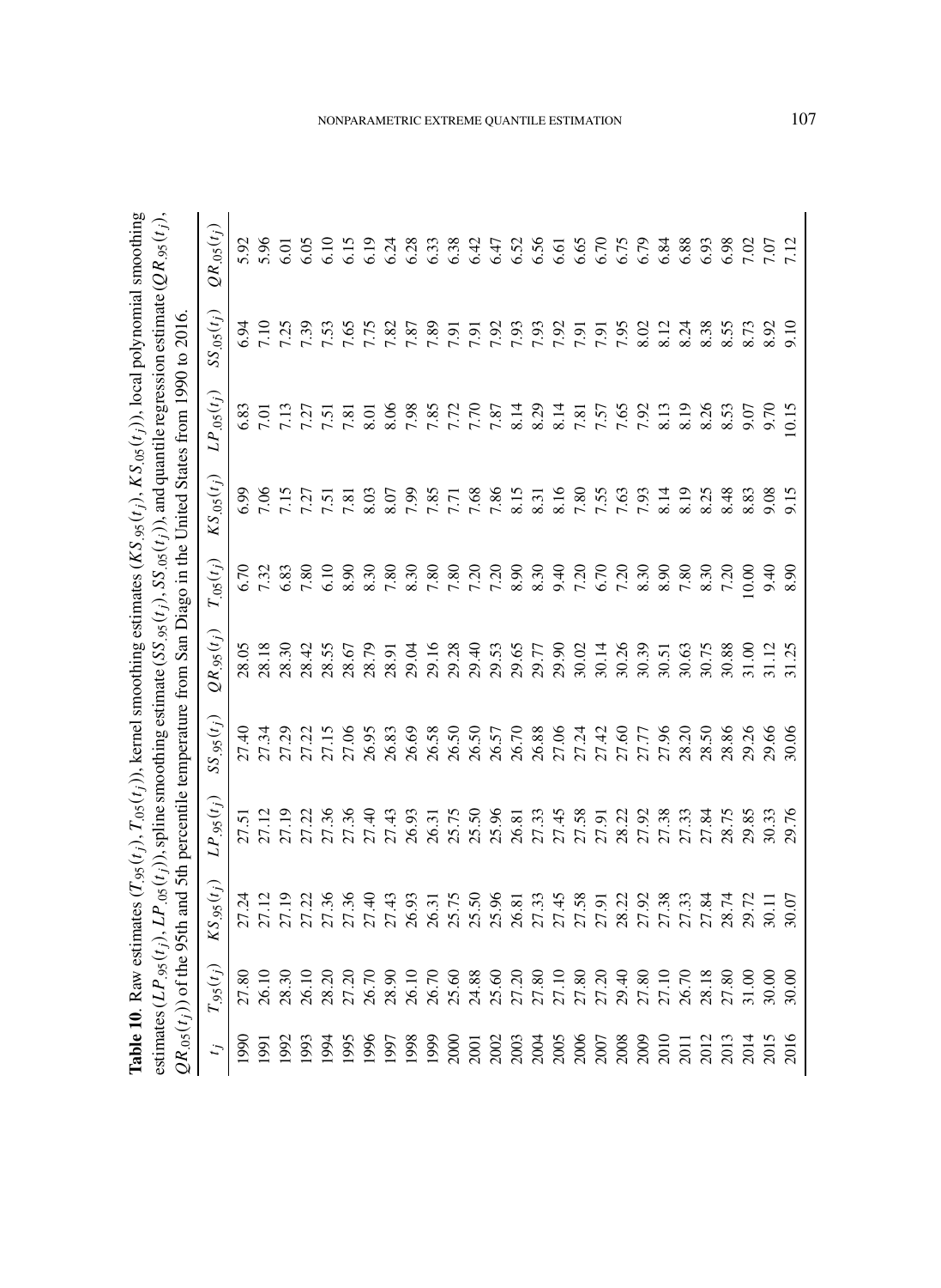**Table 10**. Raw estimates ($T_{.95}(t_j)$, $T_{.05}(t_j)$), kernel smoothing estimates ($KS_{.95}(t_j)$, $KS_{.05}(t_j)$), local polynomial smoothing estimates ($LP_{.95}(t_j)$, $LP_{.05}(t_j)$), spline smoothing estimate ($SS_{.95}(t_j)$, $SS_{.05}(t_j)$), and quantile regression estimate ($QR_{.95}(t_j)$, $QR_{.05}(t_j)$) of the 95th and 5th percentile temperature from San Diago in the United States from 1990 to 2016.

| $t_j$ | $T_{.95}(t_j)$ | $KS_{.95}(t_j)$ | $LP_{.95}(t_j)$ | $SS_{.95}(t_j)$ | $QR_{.95}(t_j)$ | $T_{.05}(t_j)$ | $KS_{.05}(t_j)$ | $LP_{.05}(t_j)$ | $SS_{.05}(t_j)$ | $QR_{.05}(t_j)$ |
|---|---|---|---|---|---|---|---|---|---|---|
| 1990 | 27.80 | 27.24 | 27.51 | 27.40 | 28.05 | 6.70 | 6.99 | 6.83 | 6.94 | 5.92 |
| 1991 | 26.10 | 27.12 | 27.12 | 27.34 | 28.18 | 7.32 | 7.06 | 7.01 | 7.10 | 5.96 |
| 1992 | 28.30 | 27.19 | 27.19 | 27.29 | 28.30 | 6.83 | 7.15 | 7.13 | 7.25 | 6.01 |
| 1993 | 26.10 | 27.22 | 27.22 | 27.22 | 28.42 | 7.80 | 7.27 | 7.27 | 7.39 | 6.05 |
| 1994 | 28.20 | 27.36 | 27.36 | 27.15 | 28.55 | 6.10 | 7.51 | 7.51 | 7.53 | 6.10 |
| 1995 | 27.20 | 27.36 | 27.36 | 27.06 | 28.67 | 8.90 | 7.81 | 7.81 | 7.65 | 6.15 |
| 1996 | 26.70 | 27.40 | 27.40 | 26.95 | 28.79 | 8.30 | 8.03 | 8.01 | 7.75 | 6.19 |
| 1997 | 28.90 | 27.43 | 27.43 | 26.83 | 28.91 | 7.80 | 8.07 | 8.06 | 7.82 | 6.24 |
| 1998 | 26.10 | 26.93 | 26.93 | 26.69 | 29.04 | 8.30 | 7.99 | 7.98 | 7.87 | 6.28 |
| 1999 | 26.70 | 26.31 | 26.31 | 26.58 | 29.16 | 7.80 | 7.85 | 7.85 | 7.89 | 6.33 |
| 2000 | 25.60 | 25.75 | 25.75 | 26.50 | 29.28 | 7.80 | 7.71 | 7.72 | 7.91 | 6.38 |
| 2001 | 24.88 | 25.50 | 25.50 | 26.50 | 29.40 | 7.20 | 7.68 | 7.70 | 7.91 | 6.42 |
| 2002 | 25.60 | 25.96 | 25.96 | 26.57 | 29.53 | 7.20 | 7.86 | 7.87 | 7.92 | 6.47 |
| 2003 | 27.20 | 26.81 | 26.81 | 26.70 | 29.65 | 8.90 | 8.15 | 8.14 | 7.93 | 6.52 |
| 2004 | 27.80 | 27.33 | 27.33 | 26.88 | 29.77 | 8.30 | 8.31 | 8.29 | 7.93 | 6.56 |
| 2005 | 27.10 | 27.45 | 27.45 | 27.06 | 29.90 | 9.40 | 8.16 | 8.14 | 7.92 | 6.61 |
| 2006 | 27.80 | 27.58 | 27.58 | 27.24 | 30.02 | 7.20 | 7.80 | 7.81 | 7.91 | 6.65 |
| 2007 | 27.20 | 27.91 | 27.91 | 27.42 | 30.14 | 6.70 | 7.55 | 7.57 | 7.91 | 6.70 |
| 2008 | 29.40 | 28.22 | 28.22 | 27.60 | 30.26 | 7.20 | 7.63 | 7.65 | 7.95 | 6.75 |
| 2009 | 27.80 | 27.92 | 27.92 | 27.77 | 30.39 | 8.30 | 7.93 | 7.92 | 8.02 | 6.79 |
| 2010 | 27.10 | 27.38 | 27.38 | 27.96 | 30.51 | 8.90 | 8.14 | 8.13 | 8.12 | 6.84 |
| 2011 | 26.70 | 27.33 | 27.33 | 28.20 | 30.63 | 7.80 | 8.19 | 8.19 | 8.24 | 6.88 |
| 2012 | 28.18 | 27.84 | 27.84 | 28.50 | 30.75 | 8.30 | 8.25 | 8.26 | 8.38 | 6.93 |
| 2013 | 27.80 | 28.74 | 28.75 | 28.86 | 30.88 | 7.20 | 8.48 | 8.53 | 8.55 | 6.98 |
| 2014 | 31.00 | 29.72 | 29.85 | 29.26 | 31.00 | 10.00 | 8.83 | 9.07 | 8.73 | 7.02 |
| 2015 | 30.00 | 30.11 | 30.33 | 29.66 | 31.12 | 9.40 | 9.08 | 9.70 | 8.92 | 7.07 |
| 2016 | 30.00 | 30.07 | 29.76 | 30.06 | 31.25 | 8.90 | 9.15 | 10.15 | 9.10 | 7.12 |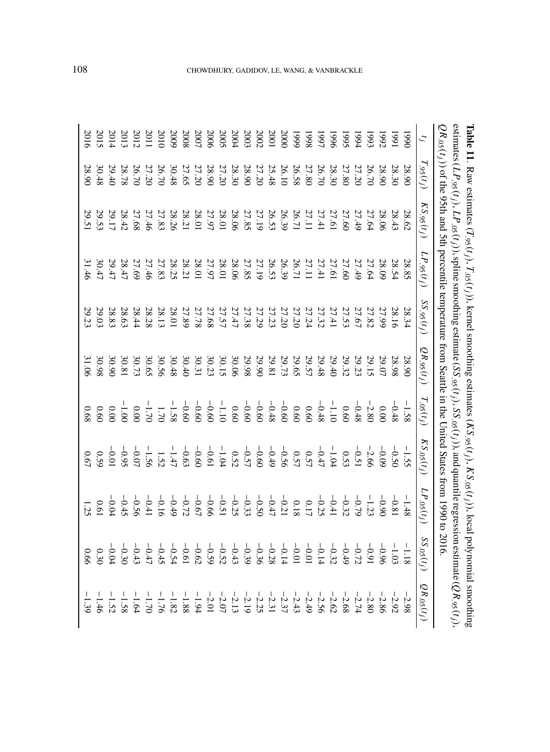**Table 11.** Raw estimates ($T_{.95}(t_j)$, $T_{.05}(t_j)$), kernel smoothing estimates ($KS_{.95}(t_j)$, $KS_{.05}(t_j)$), local polynomial smoothing estimates ($LP_{.95}(t_j)$, $LP_{.05}(t_j)$), spline smoothing estimate ($SS_{.95}(t_j)$, $SS_{.05}(t_j)$), and quantile regression estimate ($QR_{.95}(t_j)$, $QR_{.05}(t_j)$) of the 95th and 5th percentile temperature from Seattle in the United States from 1990 to 2016.

| $t_j$ | $T_{.95}(t_j)$ | $KS_{.95}(t_j)$ | $LP_{.95}(t_j)$ | $SS_{.95}(t_j)$ | $QR_{.95}(t_j)$ | $T_{.05}(t_j)$ | $KS_{.05}(t_j)$ | $LP_{.05}(t_j)$ | $SS_{.05}(t_j)$ | $QR_{.05}(t_j)$ |
|---|---|---|---|---|---|---|---|---|---|---|
| 1990 | 28.90 | 28.62 | 28.85 | 28.34 | 28.90 | −1.58 | −1.55 | −1.48 | −1.18 | −2.98 |
| 1991 | 28.30 | 28.43 | 28.54 | 28.16 | 28.98 | −0.48 | −0.50 | −0.81 | −1.03 | −2.92 |
| 1992 | 28.90 | 28.06 | 28.09 | 27.99 | 29.07 | 0.00 | −0.09 | −0.90 | −0.96 | −2.86 |
| 1993 | 26.70 | 27.64 | 27.64 | 27.82 | 29.15 | −2.80 | −2.66 | −1.23 | −0.91 | −2.80 |
| 1994 | 27.20 | 27.49 | 27.49 | 27.67 | 29.23 | −0.48 | −0.51 | −0.79 | −0.72 | −2.74 |
| 1995 | 27.80 | 27.60 | 27.60 | 27.53 | 29.32 | 0.60 | 0.53 | −0.32 | −0.49 | −2.68 |
| 1996 | 28.30 | 27.61 | 27.61 | 27.41 | 29.40 | −1.10 | −1.04 | −0.41 | −0.32 | −2.62 |
| 1997 | 26.70 | 27.41 | 27.41 | 27.32 | 29.48 | −0.48 | −0.47 | −0.25 | −0.14 | −2.56 |
| 1998 | 27.80 | 27.11 | 27.11 | 27.24 | 29.57 | 0.60 | 0.57 | 0.17 | −0.01 | −2.49 |
| 1999 | 26.58 | 26.71 | 26.71 | 27.20 | 29.65 | 0.60 | 0.57 | 0.18 | −0.01 | −2.43 |
| 2000 | 26.10 | 26.39 | 26.39 | 27.20 | 29.73 | −0.60 | −0.56 | −0.21 | −0.14 | −2.37 |
| 2001 | 25.48 | 26.53 | 26.53 | 27.23 | 29.81 | −0.48 | −0.49 | −0.47 | −0.28 | −2.31 |
| 2002 | 27.20 | 27.19 | 27.19 | 27.29 | 29.90 | −0.60 | −0.60 | −0.50 | −0.36 | −2.25 |
| 2003 | 28.90 | 27.85 | 27.85 | 27.38 | 29.98 | −0.60 | −0.57 | −0.33 | −0.39 | −2.19 |
| 2004 | 28.30 | 28.06 | 28.06 | 27.47 | 30.06 | 0.60 | 0.52 | −0.25 | −0.43 | −2.13 |
| 2005 | 27.20 | 28.01 | 28.01 | 27.57 | 30.15 | −1.10 | −1.04 | −0.51 | −0.52 | −2.07 |
| 2006 | 28.90 | 27.97 | 27.97 | 27.68 | 30.23 | −0.60 | −0.61 | −0.66 | −0.59 | −2.01 |
| 2007 | 27.20 | 28.01 | 28.01 | 27.78 | 30.31 | −0.60 | −0.60 | −0.67 | −0.62 | −1.94 |
| 2008 | 27.65 | 28.21 | 28.21 | 27.89 | 30.40 | −0.60 | −0.63 | −0.72 | −0.61 | −1.88 |
| 2009 | 30.48 | 28.26 | 28.25 | 28.01 | 30.48 | −1.58 | −1.47 | −0.49 | −0.54 | −1.82 |
| 2010 | 26.70 | 27.83 | 27.83 | 28.13 | 30.56 | 1.70 | 1.52 | −0.16 | −0.45 | −1.76 |
| 2011 | 27.20 | 27.46 | 27.46 | 28.28 | 30.65 | −1.70 | −1.56 | −0.41 | −0.47 | −1.70 |
| 2012 | 26.70 | 27.68 | 27.69 | 28.44 | 30.73 | 0.00 | −0.07 | −0.56 | −0.43 | −1.64 |
| 2013 | 28.78 | 28.42 | 28.47 | 28.63 | 30.81 | −1.00 | −0.95 | −0.45 | −0.30 | −1.58 |
| 2014 | 29.40 | 29.17 | 29.47 | 28.83 | 30.90 | 0.00 | −0.01 | −0.04 | −0.04 | −1.52 |
| 2015 | 30.48 | 29.53 | 30.47 | 29.03 | 30.98 | 0.60 | 0.59 | 0.61 | 0.30 | −1.46 |
| 2016 | 28.90 | 29.51 | 31.46 | 29.23 | 31.06 | 0.68 | 0.67 | 1.25 | 0.66 | −1.39 |